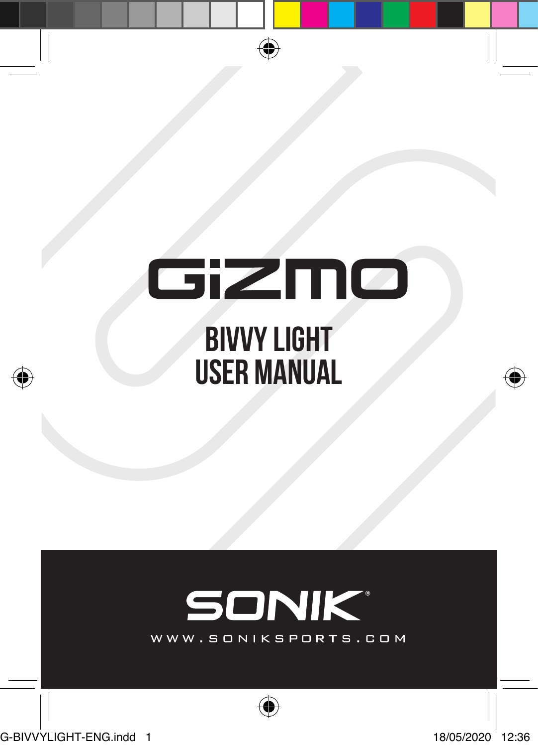# GIZMO

## BIVVY LIGHT
## USER MANUAL

SONIK®

WWW.SONIKSPORTS.COM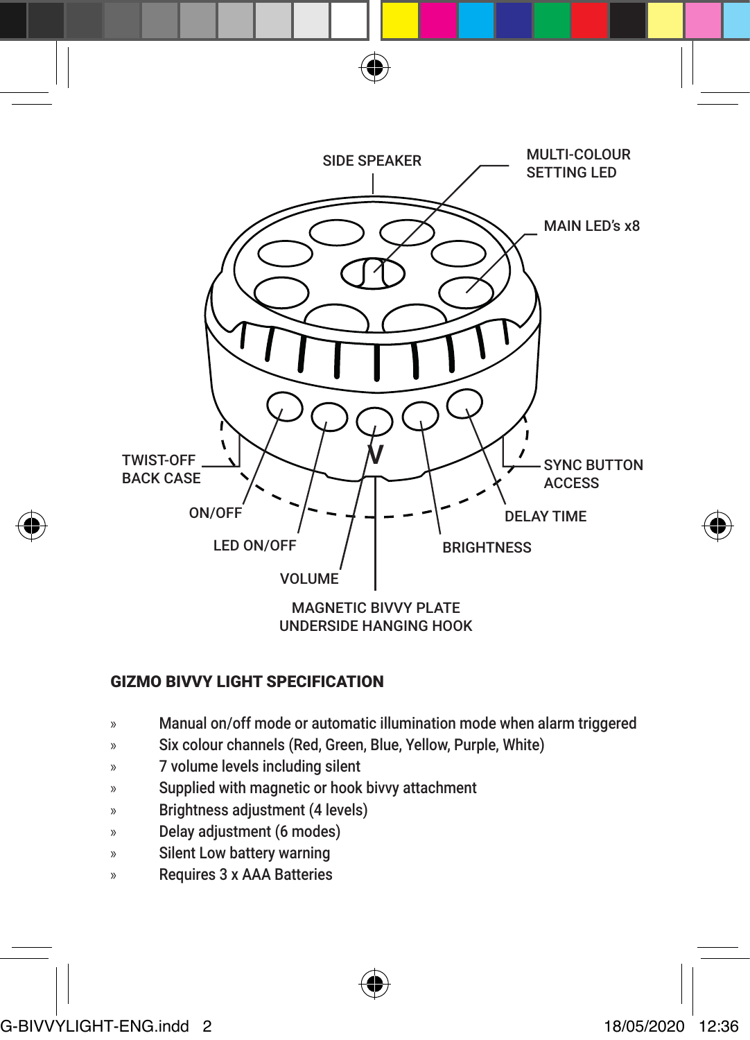SIDE SPEAKER

MULTI-COLOUR SETTING LED

MAIN LED's x8

TWIST-OFF BACK CASE

SYNC BUTTON ACCESS

ON/OFF

DELAY TIME

LED ON/OFF

BRIGHTNESS

VOLUME

MAGNETIC BIVVY PLATE UNDERSIDE HANGING HOOK

## GIZMO BIVVY LIGHT SPECIFICATION

- Manual on/off mode or automatic illumination mode when alarm triggered
- Six colour channels (Red, Green, Blue, Yellow, Purple, White)
- 7 volume levels including silent
- Supplied with magnetic or hook bivvy attachment
- Brightness adjustment (4 levels)
- Delay adjustment (6 modes)
- Silent Low battery warning
- Requires 3 x AAA Batteries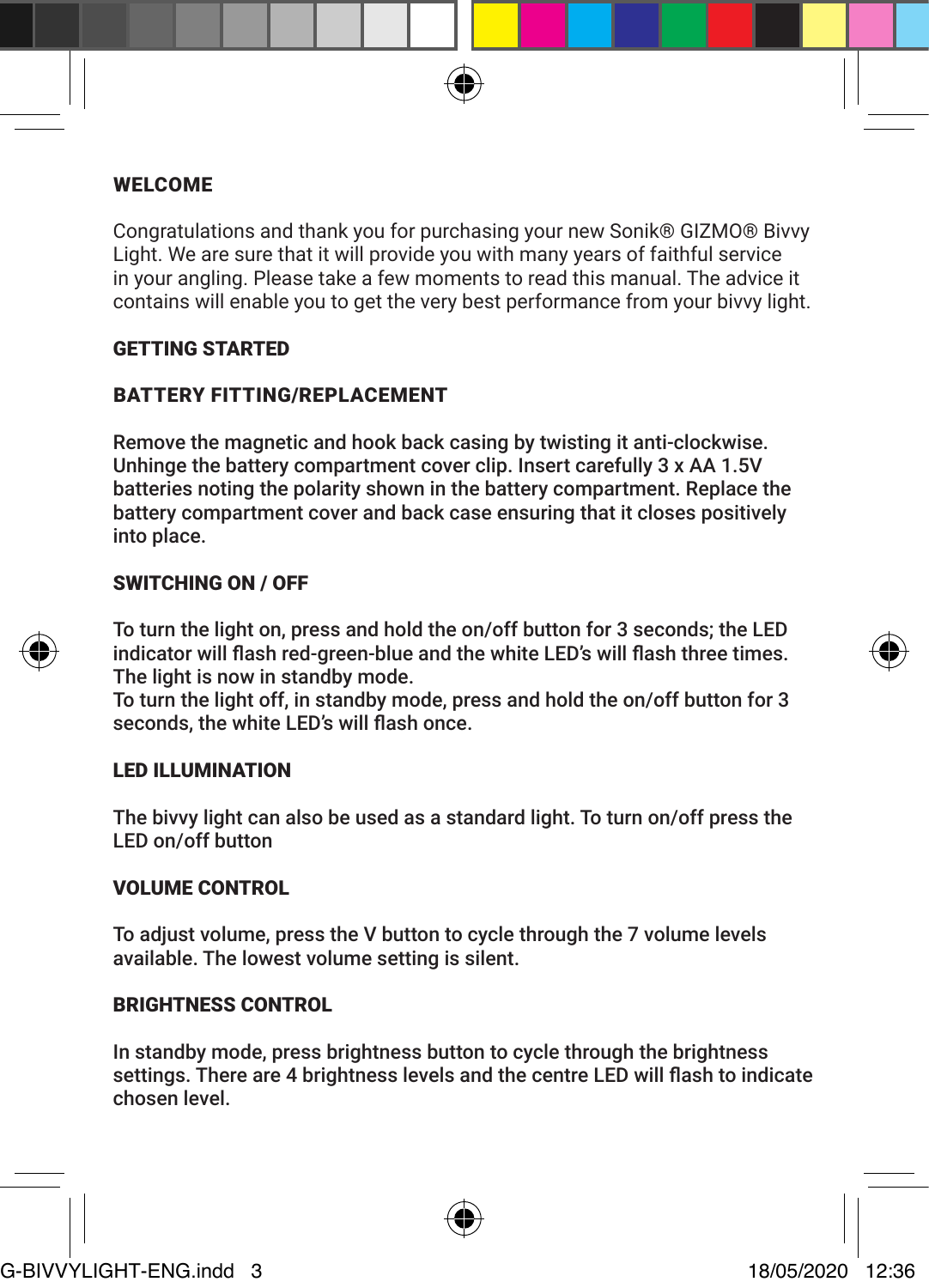## WELCOME

Congratulations and thank you for purchasing your new Sonik® GIZMO® Bivvy Light. We are sure that it will provide you with many years of faithful service in your angling. Please take a few moments to read this manual. The advice it contains will enable you to get the very best performance from your bivvy light.

## GETTING STARTED

### BATTERY FITTING/REPLACEMENT

Remove the magnetic and hook back casing by twisting it anti-clockwise. Unhinge the battery compartment cover clip. Insert carefully 3 x AA 1.5V batteries noting the polarity shown in the battery compartment. Replace the battery compartment cover and back case ensuring that it closes positively into place.

### SWITCHING ON / OFF

To turn the light on, press and hold the on/off button for 3 seconds; the LED indicator will flash red-green-blue and the white LED's will flash three times. The light is now in standby mode.
To turn the light off, in standby mode, press and hold the on/off button for 3 seconds, the white LED's will flash once.

### LED ILLUMINATION

The bivvy light can also be used as a standard light. To turn on/off press the LED on/off button

### VOLUME CONTROL

To adjust volume, press the V button to cycle through the 7 volume levels available. The lowest volume setting is silent.

### BRIGHTNESS CONTROL

In standby mode, press brightness button to cycle through the brightness settings. There are 4 brightness levels and the centre LED will flash to indicate chosen level.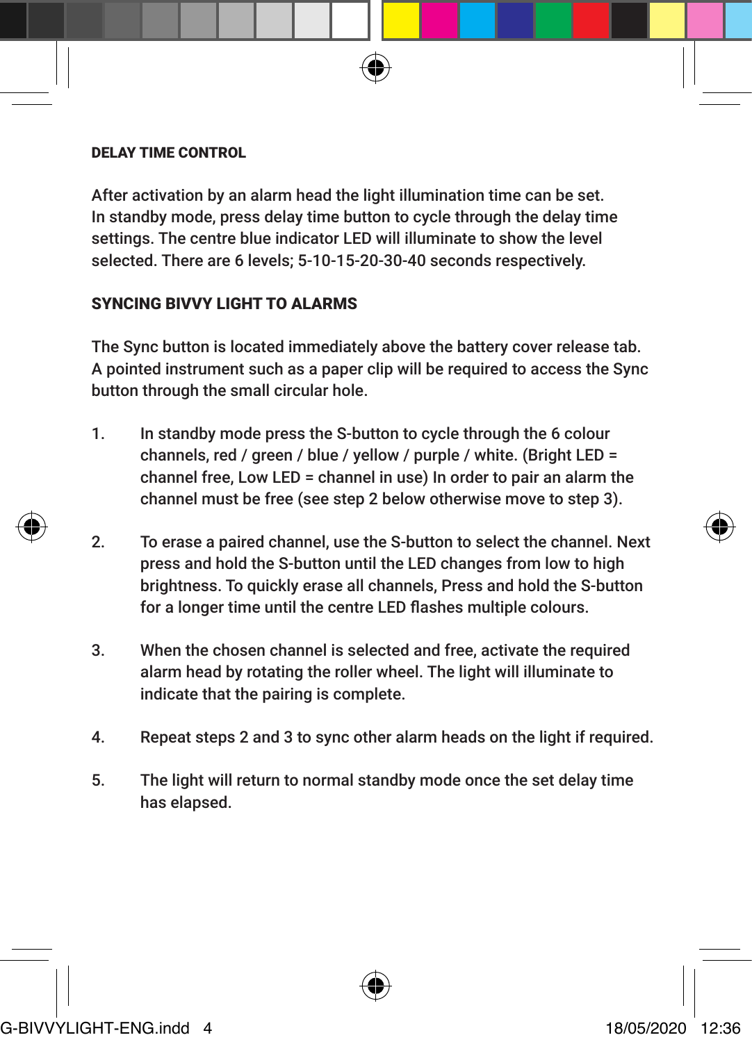## DELAY TIME CONTROL

After activation by an alarm head the light illumination time can be set. In standby mode, press delay time button to cycle through the delay time settings. The centre blue indicator LED will illuminate to show the level selected. There are 6 levels; 5-10-15-20-30-40 seconds respectively.

## SYNCING BIVVY LIGHT TO ALARMS

The Sync button is located immediately above the battery cover release tab. A pointed instrument such as a paper clip will be required to access the Sync button through the small circular hole.

1. In standby mode press the S-button to cycle through the 6 colour channels, red / green / blue / yellow / purple / white. (Bright LED = channel free, Low LED = channel in use) In order to pair an alarm the channel must be free (see step 2 below otherwise move to step 3).

2. To erase a paired channel, use the S-button to select the channel. Next press and hold the S-button until the LED changes from low to high brightness. To quickly erase all channels, Press and hold the S-button for a longer time until the centre LED flashes multiple colours.

3. When the chosen channel is selected and free, activate the required alarm head by rotating the roller wheel. The light will illuminate to indicate that the pairing is complete.

4. Repeat steps 2 and 3 to sync other alarm heads on the light if required.

5. The light will return to normal standby mode once the set delay time has elapsed.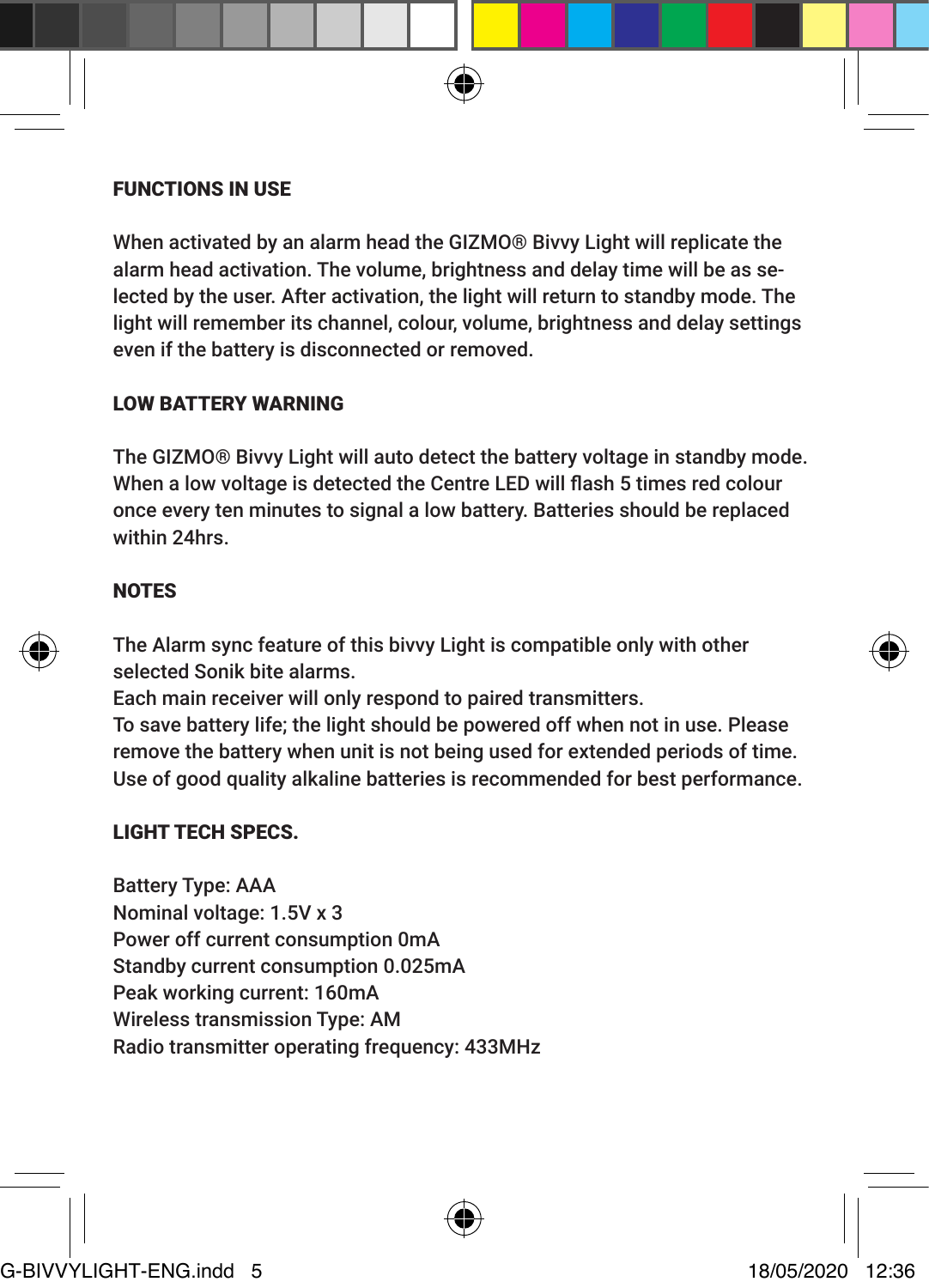## FUNCTIONS IN USE

When activated by an alarm head the GIZMO® Bivvy Light will replicate the alarm head activation. The volume, brightness and delay time will be as selected by the user. After activation, the light will return to standby mode. The light will remember its channel, colour, volume, brightness and delay settings even if the battery is disconnected or removed.

## LOW BATTERY WARNING

The GIZMO® Bivvy Light will auto detect the battery voltage in standby mode. When a low voltage is detected the Centre LED will flash 5 times red colour once every ten minutes to signal a low battery. Batteries should be replaced within 24hrs.

## NOTES

The Alarm sync feature of this bivvy Light is compatible only with other selected Sonik bite alarms.
Each main receiver will only respond to paired transmitters.
To save battery life; the light should be powered off when not in use. Please remove the battery when unit is not being used for extended periods of time.
Use of good quality alkaline batteries is recommended for best performance.

## LIGHT TECH SPECS.

Battery Type: AAA
Nominal voltage: 1.5V x 3
Power off current consumption 0mA
Standby current consumption 0.025mA
Peak working current: 160mA
Wireless transmission Type: AM
Radio transmitter operating frequency: 433MHz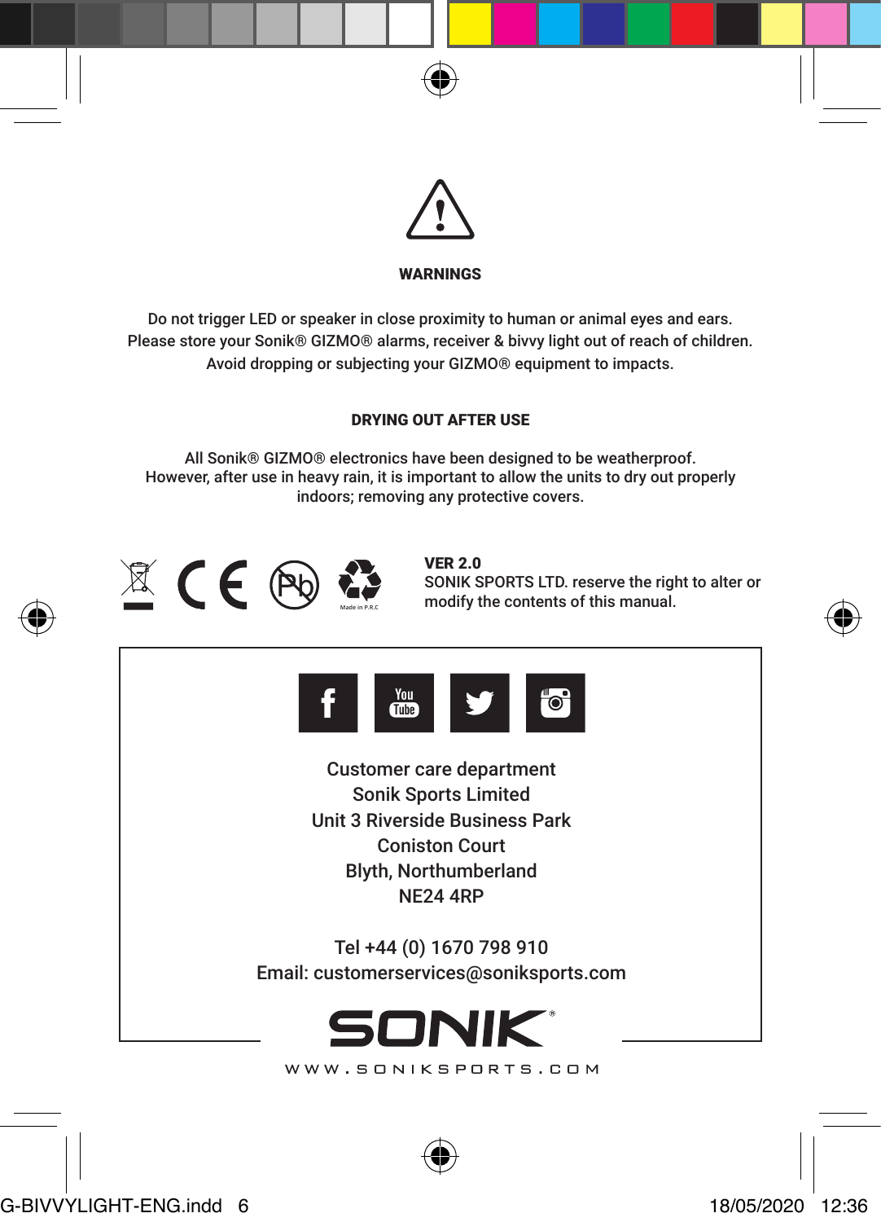## WARNINGS

Do not trigger LED or speaker in close proximity to human or animal eyes and ears.
Please store your Sonik® GIZMO® alarms, receiver & bivvy light out of reach of children.
Avoid dropping or subjecting your GIZMO® equipment to impacts.

## DRYING OUT AFTER USE

All Sonik® GIZMO® electronics have been designed to be weatherproof.
However, after use in heavy rain, it is important to allow the units to dry out properly indoors; removing any protective covers.

Made in P.R.C

**VER 2.0**
SONIK SPORTS LTD. reserve the right to alter or modify the contents of this manual.

Customer care department
Sonik Sports Limited
Unit 3 Riverside Business Park
Coniston Court
Blyth, Northumberland
NE24 4RP

Tel +44 (0) 1670 798 910
Email: customerservices@soniksports.com

SONIK®

WWW.SONIKSPORTS.COM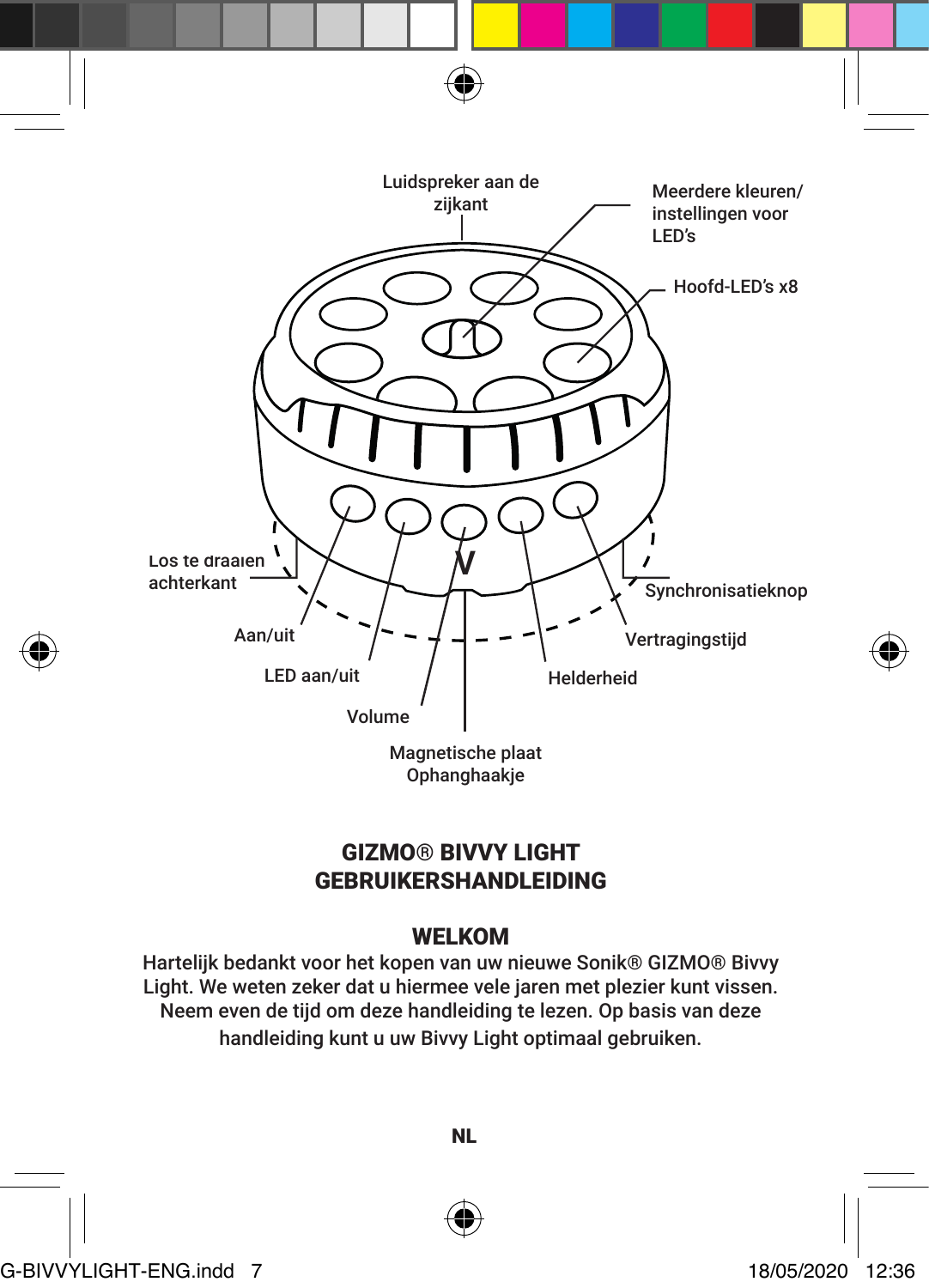Luidspreker aan de zijkant

Meerdere kleuren/ instellingen voor LED's

Hoofd-LED's x8

Los te draaien achterkant

Synchronisatieknop

Aan/uit

Vertragingstijd

LED aan/uit

Helderheid

Volume

Magnetische plaat
Ophanghaakje

# GIZMO® BIVVY LIGHT GEBRUIKERSHANDLEIDING

## WELKOM

Hartelijk bedankt voor het kopen van uw nieuwe Sonik® GIZMO® Bivvy Light. We weten zeker dat u hiermee vele jaren met plezier kunt vissen. Neem even de tijd om deze handleiding te lezen. Op basis van deze handleiding kunt u uw Bivvy Light optimaal gebruiken.

**NL**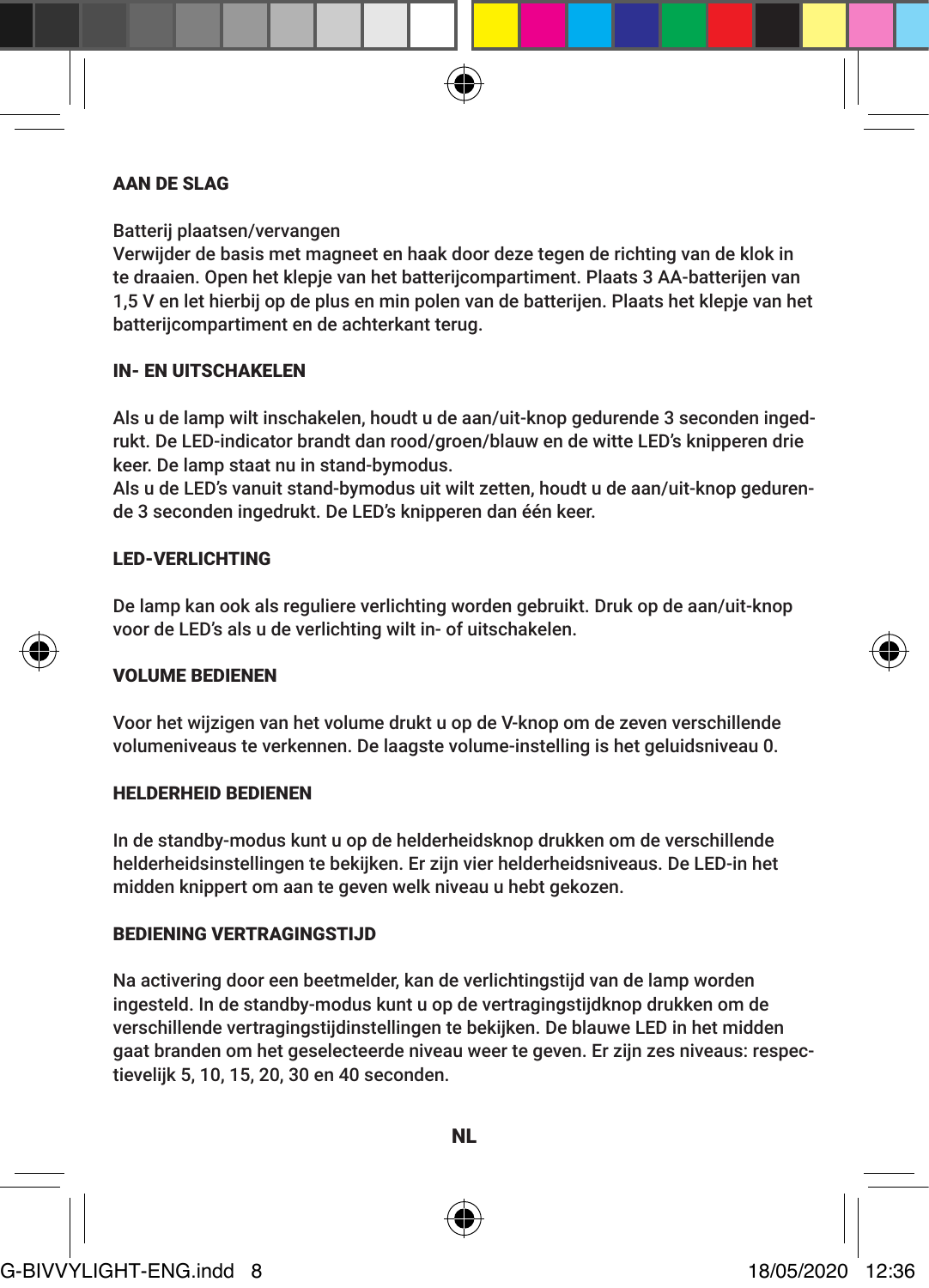## AAN DE SLAG

Batterij plaatsen/vervangen
Verwijder de basis met magneet en haak door deze tegen de richting van de klok in te draaien. Open het klepje van het batterijcompartiment. Plaats 3 AA-batterijen van 1,5 V en let hierbij op de plus en min polen van de batterijen. Plaats het klepje van het batterijcompartiment en de achterkant terug.

## IN- EN UITSCHAKELEN

Als u de lamp wilt inschakelen, houdt u de aan/uit-knop gedurende 3 seconden ingedrukt. De LED-indicator brandt dan rood/groen/blauw en de witte LED's knipperen drie keer. De lamp staat nu in stand-bymodus.
Als u de LED's vanuit stand-bymodus uit wilt zetten, houdt u de aan/uit-knop gedurende 3 seconden ingedrukt. De LED's knipperen dan één keer.

## LED-VERLICHTING

De lamp kan ook als reguliere verlichting worden gebruikt. Druk op de aan/uit-knop voor de LED's als u de verlichting wilt in- of uitschakelen.

## VOLUME BEDIENEN

Voor het wijzigen van het volume drukt u op de V-knop om de zeven verschillende volumeniveaus te verkennen. De laagste volume-instelling is het geluidsniveau 0.

## HELDERHEID BEDIENEN

In de standby-modus kunt u op de helderheidsknop drukken om de verschillende helderheidsinstellingen te bekijken. Er zijn vier helderheidsniveaus. De LED-in het midden knippert om aan te geven welk niveau u hebt gekozen.

## BEDIENING VERTRAGINGSTIJD

Na activering door een beetmelder, kan de verlichtingstijd van de lamp worden ingesteld. In de standby-modus kunt u op de vertragingstijdknop drukken om de verschillende vertragingstijdinstellingen te bekijken. De blauwe LED in het midden gaat branden om het geselecteerde niveau weer te geven. Er zijn zes niveaus: respectievelijk 5, 10, 15, 20, 30 en 40 seconden.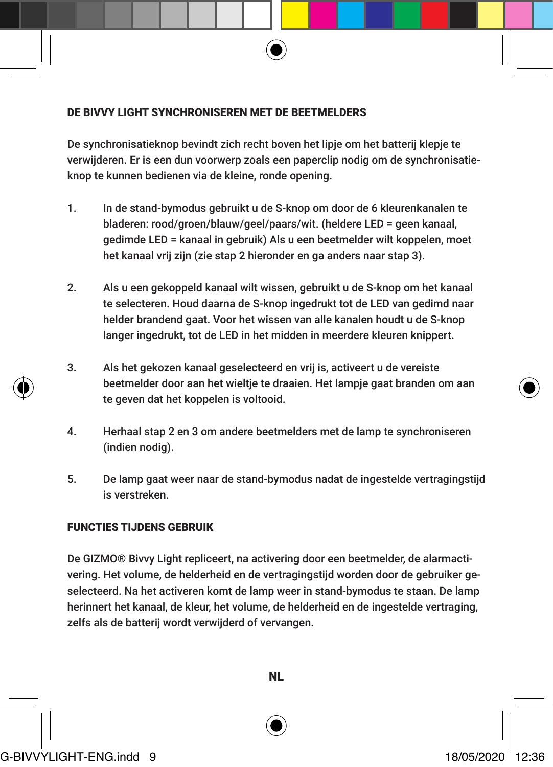## DE BIVVY LIGHT SYNCHRONISEREN MET DE BEETMELDERS

De synchronisatieknop bevindt zich recht boven het lipje om het batterij klepje te verwijderen. Er is een dun voorwerp zoals een paperclip nodig om de synchronisatieknop te kunnen bedienen via de kleine, ronde opening.

1. In de stand-bymodus gebruikt u de S-knop om door de 6 kleurenkanalen te bladeren: rood/groen/blauw/geel/paars/wit. (heldere LED = geen kanaal, gedimde LED = kanaal in gebruik) Als u een beetmelder wilt koppelen, moet het kanaal vrij zijn (zie stap 2 hieronder en ga anders naar stap 3).

2. Als u een gekoppeld kanaal wilt wissen, gebruikt u de S-knop om het kanaal te selecteren. Houd daarna de S-knop ingedrukt tot de LED van gedimd naar helder brandend gaat. Voor het wissen van alle kanalen houdt u de S-knop langer ingedrukt, tot de LED in het midden in meerdere kleuren knippert.

3. Als het gekozen kanaal geselecteerd en vrij is, activeert u de vereiste beetmelder door aan het wieltje te draaien. Het lampje gaat branden om aan te geven dat het koppelen is voltooid.

4. Herhaal stap 2 en 3 om andere beetmelders met de lamp te synchroniseren (indien nodig).

5. De lamp gaat weer naar de stand-bymodus nadat de ingestelde vertragingstijd is verstreken.

## FUNCTIES TIJDENS GEBRUIK

De GIZMO® Bivvy Light repliceert, na activering door een beetmelder, de alarmactivering. Het volume, de helderheid en de vertragingstijd worden door de gebruiker geselecteerd. Na het activeren komt de lamp weer in stand-bymodus te staan. De lamp herinnert het kanaal, de kleur, het volume, de helderheid en de ingestelde vertraging, zelfs als de batterij wordt verwijderd of vervangen.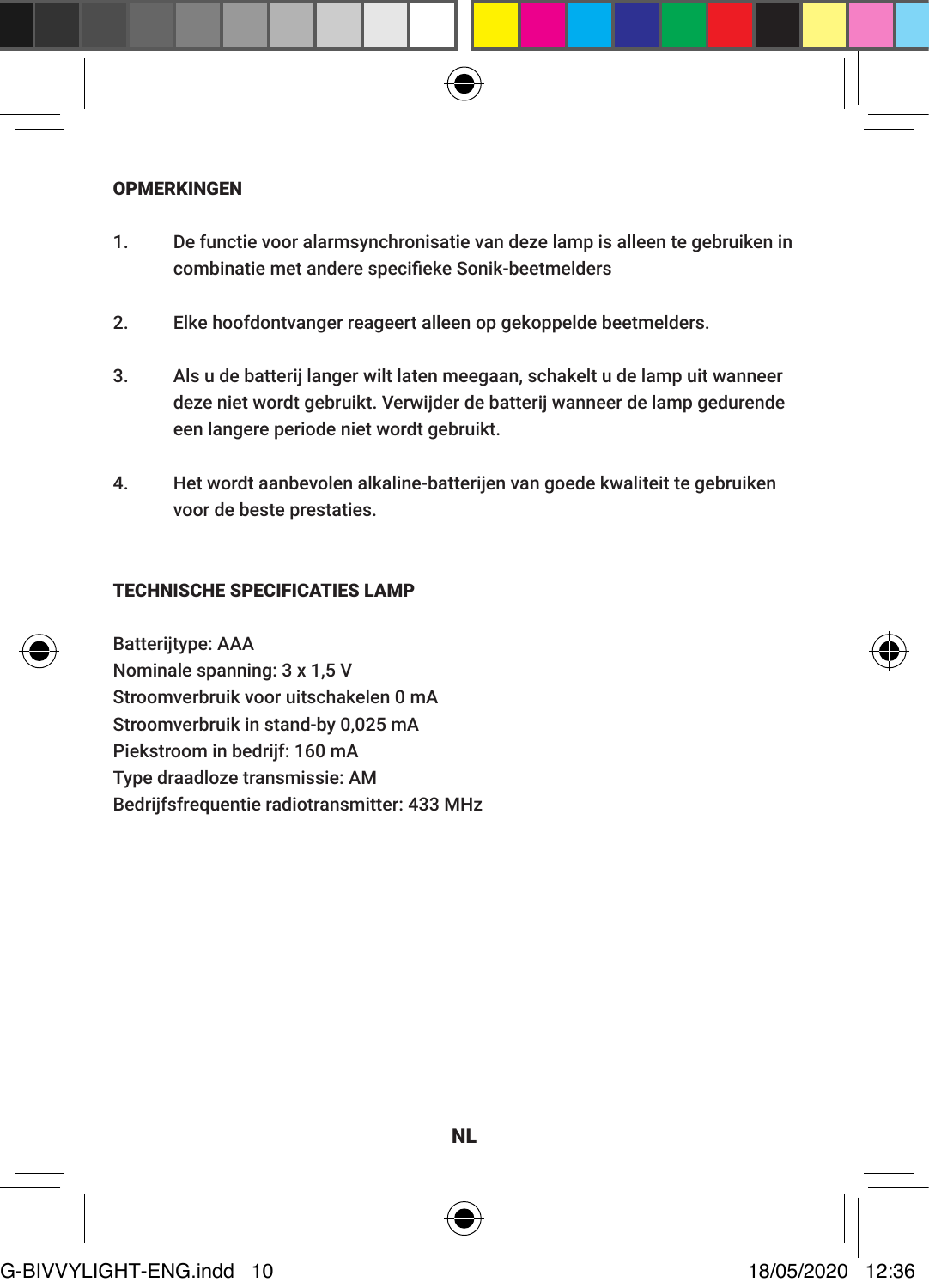## OPMERKINGEN

1. De functie voor alarmsynchronisatie van deze lamp is alleen te gebruiken in combinatie met andere specifieke Sonik-beetmelders

2. Elke hoofdontvanger reageert alleen op gekoppelde beetmelders.

3. Als u de batterij langer wilt laten meegaan, schakelt u de lamp uit wanneer deze niet wordt gebruikt. Verwijder de batterij wanneer de lamp gedurende een langere periode niet wordt gebruikt.

4. Het wordt aanbevolen alkaline-batterijen van goede kwaliteit te gebruiken voor de beste prestaties.

## TECHNISCHE SPECIFICATIES LAMP

Batterijtype: AAA
Nominale spanning: 3 x 1,5 V
Stroomverbruik voor uitschakelen 0 mA
Stroomverbruik in stand-by 0,025 mA
Piekstroom in bedrijf: 160 mA
Type draadloze transmissie: AM
Bedrijfsfrequentie radiotransmitter: 433 MHz

NL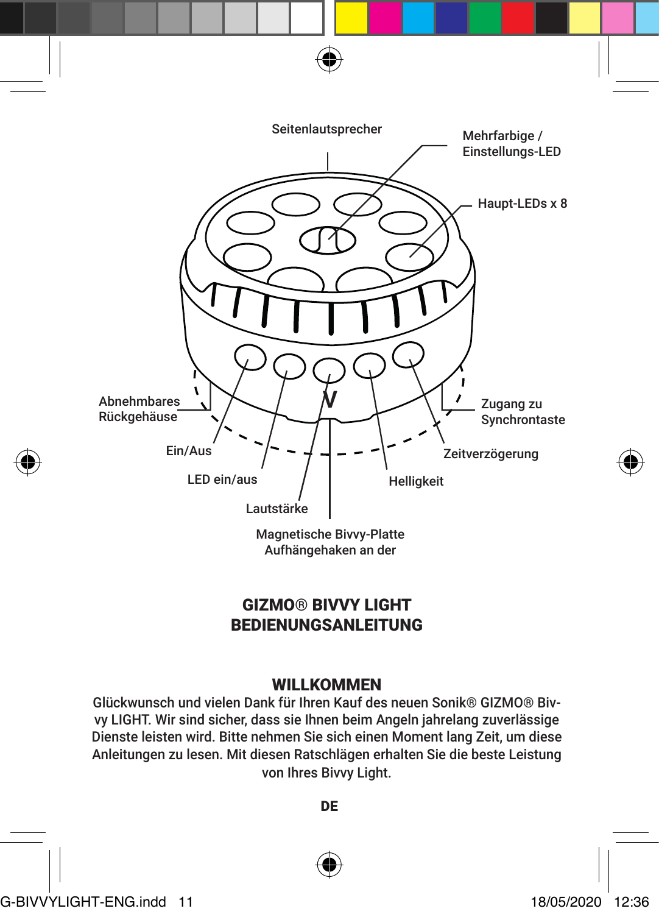Seitenlautsprecher

Mehrfarbige / Einstellungs-LED

Haupt-LEDs x 8

Abnehmbares Rückgehäuse

Zugang zu Synchrontaste

Ein/Aus

Zeitverzögerung

LED ein/aus

Helligkeit

Lautstärke

Magnetische Bivvy-Platte Aufhängehaken an der

# GIZMO® BIVVY LIGHT BEDIENUNGSANLEITUNG

## WILLKOMMEN

Glückwunsch und vielen Dank für Ihren Kauf des neuen Sonik® GIZMO® Bivvy LIGHT. Wir sind sicher, dass sie Ihnen beim Angeln jahrelang zuverlässige Dienste leisten wird. Bitte nehmen Sie sich einen Moment lang Zeit, um diese Anleitungen zu lesen. Mit diesen Ratschlägen erhalten Sie die beste Leistung von Ihres Bivvy Light.

DE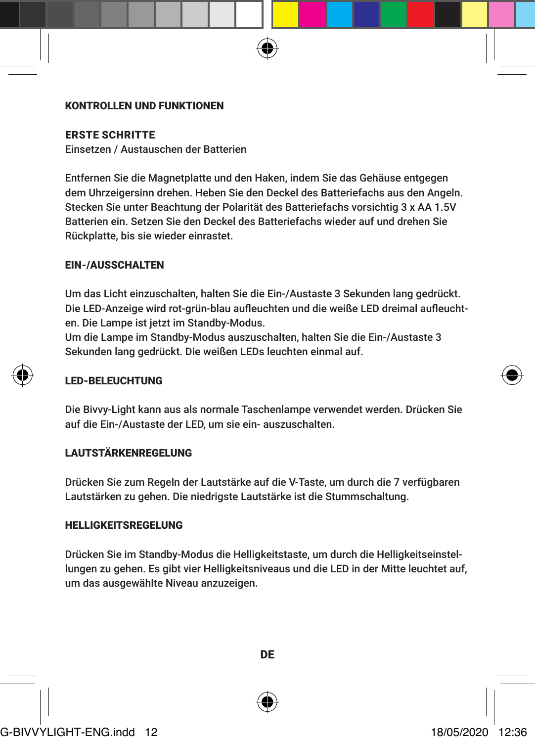## KONTROLLEN UND FUNKTIONEN

### ERSTE SCHRITTE

Einsetzen / Austauschen der Batterien

Entfernen Sie die Magnetplatte und den Haken, indem Sie das Gehäuse entgegen dem Uhrzeigersinn drehen. Heben Sie den Deckel des Batteriefachs aus den Angeln. Stecken Sie unter Beachtung der Polarität des Batteriefachs vorsichtig 3 x AA 1.5V Batterien ein. Setzen Sie den Deckel des Batteriefachs wieder auf und drehen Sie Rückplatte, bis sie wieder einrastet.

### EIN-/AUSSCHALTEN

Um das Licht einzuschalten, halten Sie die Ein-/Austaste 3 Sekunden lang gedrückt. Die LED-Anzeige wird rot-grün-blau aufleuchten und die weiße LED dreimal aufleuchten. Die Lampe ist jetzt im Standby-Modus.
Um die Lampe im Standby-Modus auszuschalten, halten Sie die Ein-/Austaste 3 Sekunden lang gedrückt. Die weißen LEDs leuchten einmal auf.

### LED-BELEUCHTUNG

Die Bivvy-Light kann aus als normale Taschenlampe verwendet werden. Drücken Sie auf die Ein-/Austaste der LED, um sie ein- auszuschalten.

### LAUTSTÄRKENREGELUNG

Drücken Sie zum Regeln der Lautstärke auf die V-Taste, um durch die 7 verfügbaren Lautstärken zu gehen. Die niedrigste Lautstärke ist die Stummschaltung.

### HELLIGKEITSREGELUNG

Drücken Sie im Standby-Modus die Helligkeitstaste, um durch die Helligkeitseinstellungen zu gehen. Es gibt vier Helligkeitsniveaus und die LED in der Mitte leuchtet auf, um das ausgewählte Niveau anzuzeigen.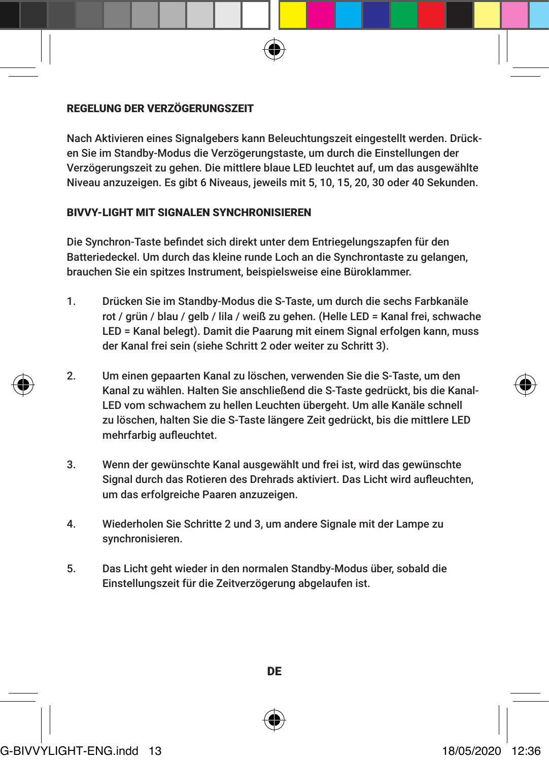## REGELUNG DER VERZÖGERUNGSZEIT

Nach Aktivieren eines Signalgebers kann Beleuchtungszeit eingestellt werden. Drücken Sie im Standby-Modus die Verzögerungstaste, um durch die Einstellungen der Verzögerungszeit zu gehen. Die mittlere blaue LED leuchtet auf, um das ausgewählte Niveau anzuzeigen. Es gibt 6 Niveaus, jeweils mit 5, 10, 15, 20, 30 oder 40 Sekunden.

## BIVVY-LIGHT MIT SIGNALEN SYNCHRONISIEREN

Die Synchron-Taste befindet sich direkt unter dem Entriegelungszapfen für den Batteriedeckel. Um durch das kleine runde Loch an die Synchrontaste zu gelangen, brauchen Sie ein spitzes Instrument, beispielsweise eine Büroklammer.

1. Drücken Sie im Standby-Modus die S-Taste, um durch die sechs Farbkanäle rot / grün / blau / gelb / lila / weiß zu gehen. (Helle LED = Kanal frei, schwache LED = Kanal belegt). Damit die Paarung mit einem Signal erfolgen kann, muss der Kanal frei sein (siehe Schritt 2 oder weiter zu Schritt 3).

2. Um einen gepaarten Kanal zu löschen, verwenden Sie die S-Taste, um den Kanal zu wählen. Halten Sie anschließend die S-Taste gedrückt, bis die Kanal-LED vom schwachem zu hellen Leuchten übergeht. Um alle Kanäle schnell zu löschen, halten Sie die S-Taste längere Zeit gedrückt, bis die mittlere LED mehrfarbig aufleuchtet.

3. Wenn der gewünschte Kanal ausgewählt und frei ist, wird das gewünschte Signal durch das Rotieren des Drehrads aktiviert. Das Licht wird aufleuchten, um das erfolgreiche Paaren anzuzeigen.

4. Wiederholen Sie Schritte 2 und 3, um andere Signale mit der Lampe zu synchronisieren.

5. Das Licht geht wieder in den normalen Standby-Modus über, sobald die Einstellungszeit für die Zeitverzögerung abgelaufen ist.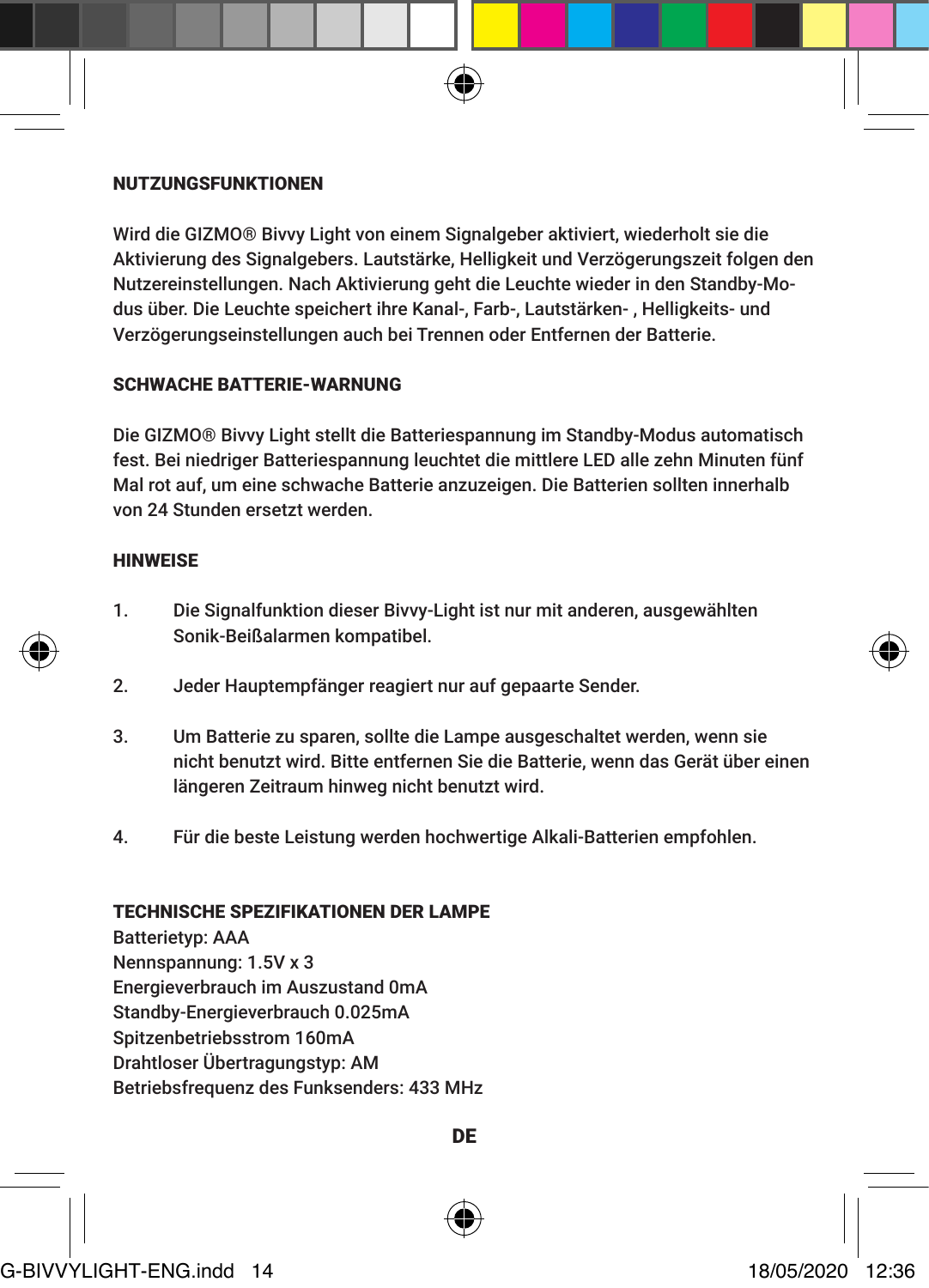## NUTZUNGSFUNKTIONEN

Wird die GIZMO® Bivvy Light von einem Signalgeber aktiviert, wiederholt sie die Aktivierung des Signalgebers. Lautstärke, Helligkeit und Verzögerungszeit folgen den Nutzereinstellungen. Nach Aktivierung geht die Leuchte wieder in den Standby-Modus über. Die Leuchte speichert ihre Kanal-, Farb-, Lautstärken- , Helligkeits- und Verzögerungseinstellungen auch bei Trennen oder Entfernen der Batterie.

## SCHWACHE BATTERIE-WARNUNG

Die GIZMO® Bivvy Light stellt die Batteriespannung im Standby-Modus automatisch fest. Bei niedriger Batteriespannung leuchtet die mittlere LED alle zehn Minuten fünf Mal rot auf, um eine schwache Batterie anzuzeigen. Die Batterien sollten innerhalb von 24 Stunden ersetzt werden.

## HINWEISE

1. Die Signalfunktion dieser Bivvy-Light ist nur mit anderen, ausgewählten Sonik-Beißalarmen kompatibel.

2. Jeder Hauptempfänger reagiert nur auf gepaarte Sender.

3. Um Batterie zu sparen, sollte die Lampe ausgeschaltet werden, wenn sie nicht benutzt wird. Bitte entfernen Sie die Batterie, wenn das Gerät über einen längeren Zeitraum hinweg nicht benutzt wird.

4. Für die beste Leistung werden hochwertige Alkali-Batterien empfohlen.

## TECHNISCHE SPEZIFIKATIONEN DER LAMPE

Batterietyp: AAA
Nennspannung: 1.5V x 3
Energieverbrauch im Auszustand 0mA
Standby-Energieverbrauch 0.025mA
Spitzenbetriebsstrom 160mA
Drahtloser Übertragungstyp: AM
Betriebsfrequenz des Funksenders: 433 MHz

DE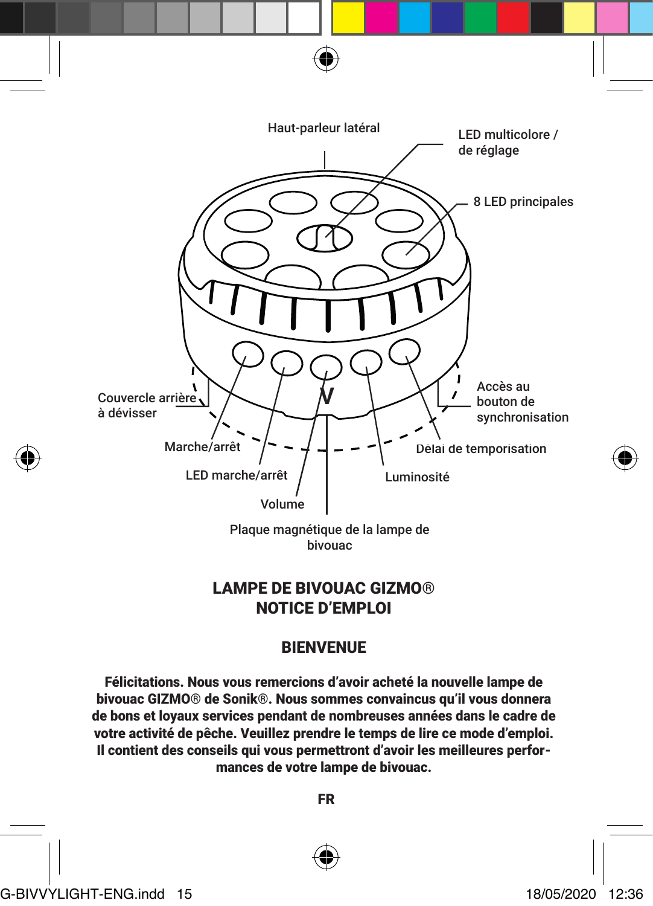Haut-parleur latéral

LED multicolore / de réglage

8 LED principales

Couvercle arrière à dévisser

Accès au bouton de synchronisation

Marche/arrêt

Délai de temporisation

LED marche/arrêt

Luminosité

Volume

Plaque magnétique de la lampe de bivouac

## LAMPE DE BIVOUAC GIZMO® NOTICE D'EMPLOI

### BIENVENUE

**Félicitations. Nous vous remercions d'avoir acheté la nouvelle lampe de bivouac GIZMO® de Sonik®. Nous sommes convaincus qu'il vous donnera de bons et loyaux services pendant de nombreuses années dans le cadre de votre activité de pêche. Veuillez prendre le temps de lire ce mode d'emploi. Il contient des conseils qui vous permettront d'avoir les meilleures performances de votre lampe de bivouac.**

**FR**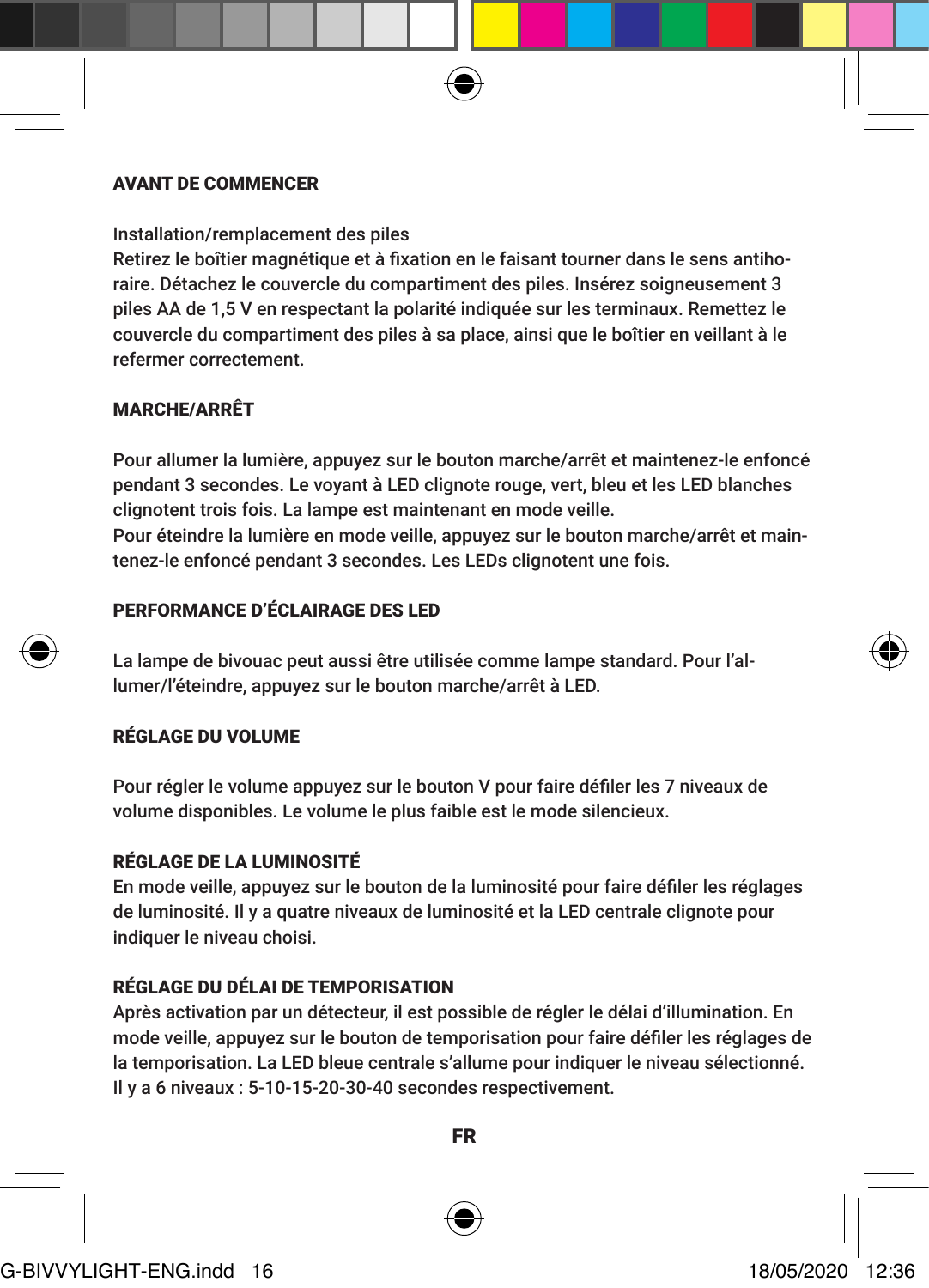## AVANT DE COMMENCER

Installation/remplacement des piles
Retirez le boîtier magnétique et à fixation en le faisant tourner dans le sens antihoraire. Détachez le couvercle du compartiment des piles. Insérez soigneusement 3 piles AA de 1,5 V en respectant la polarité indiquée sur les terminaux. Remettez le couvercle du compartiment des piles à sa place, ainsi que le boîtier en veillant à le refermer correctement.

## MARCHE/ARRÊT

Pour allumer la lumière, appuyez sur le bouton marche/arrêt et maintenez-le enfoncé pendant 3 secondes. Le voyant à LED clignote rouge, vert, bleu et les LED blanches clignotent trois fois. La lampe est maintenant en mode veille.
Pour éteindre la lumière en mode veille, appuyez sur le bouton marche/arrêt et maintenez-le enfoncé pendant 3 secondes. Les LEDs clignotent une fois.

## PERFORMANCE D'ÉCLAIRAGE DES LED

La lampe de bivouac peut aussi être utilisée comme lampe standard. Pour l'allumer/l'éteindre, appuyez sur le bouton marche/arrêt à LED.

## RÉGLAGE DU VOLUME

Pour régler le volume appuyez sur le bouton V pour faire défiler les 7 niveaux de volume disponibles. Le volume le plus faible est le mode silencieux.

## RÉGLAGE DE LA LUMINOSITÉ

En mode veille, appuyez sur le bouton de la luminosité pour faire défiler les réglages de luminosité. Il y a quatre niveaux de luminosité et la LED centrale clignote pour indiquer le niveau choisi.

## RÉGLAGE DU DÉLAI DE TEMPORISATION

Après activation par un détecteur, il est possible de régler le délai d'illumination. En mode veille, appuyez sur le bouton de temporisation pour faire défiler les réglages de la temporisation. La LED bleue centrale s'allume pour indiquer le niveau sélectionné. Il y a 6 niveaux : 5-10-15-20-30-40 secondes respectivement.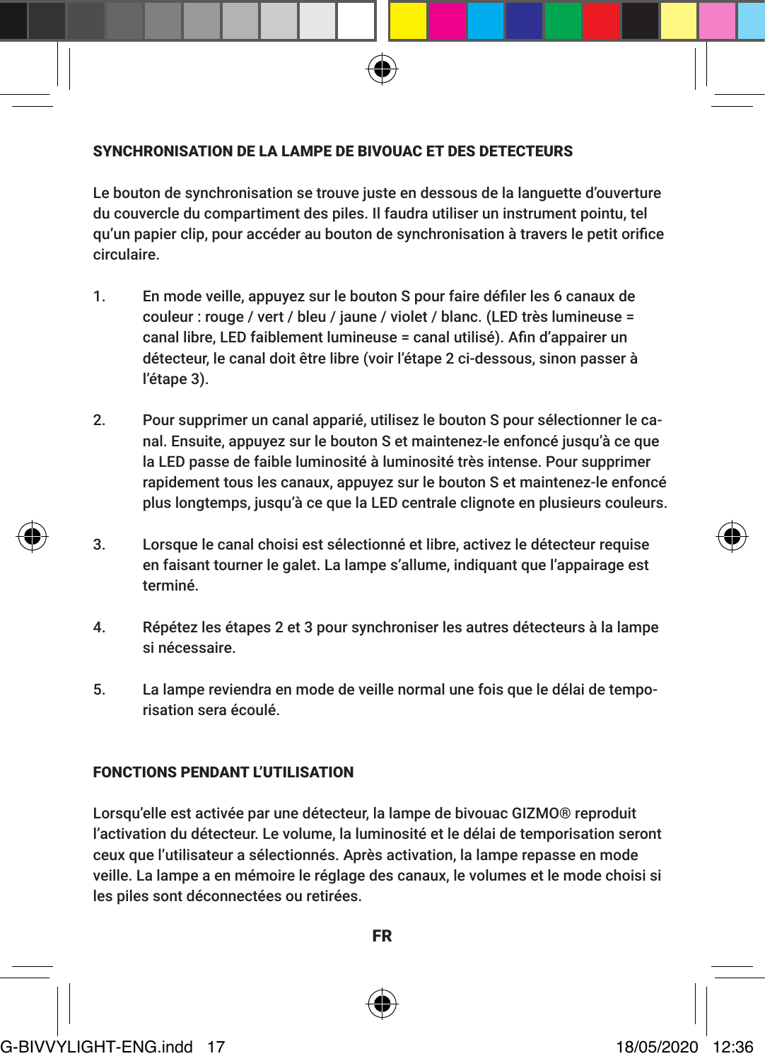## SYNCHRONISATION DE LA LAMPE DE BIVOUAC ET DES DETECTEURS

Le bouton de synchronisation se trouve juste en dessous de la languette d'ouverture du couvercle du compartiment des piles. Il faudra utiliser un instrument pointu, tel qu'un papier clip, pour accéder au bouton de synchronisation à travers le petit orifice circulaire.

1. En mode veille, appuyez sur le bouton S pour faire défiler les 6 canaux de couleur : rouge / vert / bleu / jaune / violet / blanc. (LED très lumineuse = canal libre, LED faiblement lumineuse = canal utilisé). Afin d'appairer un détecteur, le canal doit être libre (voir l'étape 2 ci-dessous, sinon passer à l'étape 3).

2. Pour supprimer un canal apparié, utilisez le bouton S pour sélectionner le canal. Ensuite, appuyez sur le bouton S et maintenez-le enfoncé jusqu'à ce que la LED passe de faible luminosité à luminosité très intense. Pour supprimer rapidement tous les canaux, appuyez sur le bouton S et maintenez-le enfoncé plus longtemps, jusqu'à ce que la LED centrale clignote en plusieurs couleurs.

3. Lorsque le canal choisi est sélectionné et libre, activez le détecteur requise en faisant tourner le galet. La lampe s'allume, indiquant que l'appairage est terminé.

4. Répétez les étapes 2 et 3 pour synchroniser les autres détecteurs à la lampe si nécessaire.

5. La lampe reviendra en mode de veille normal une fois que le délai de temporisation sera écoulé.

## FONCTIONS PENDANT L'UTILISATION

Lorsqu'elle est activée par une détecteur, la lampe de bivouac GIZMO® reproduit l'activation du détecteur. Le volume, la luminosité et le délai de temporisation seront ceux que l'utilisateur a sélectionnés. Après activation, la lampe repasse en mode veille. La lampe a en mémoire le réglage des canaux, le volumes et le mode choisi si les piles sont déconnectées ou retirées.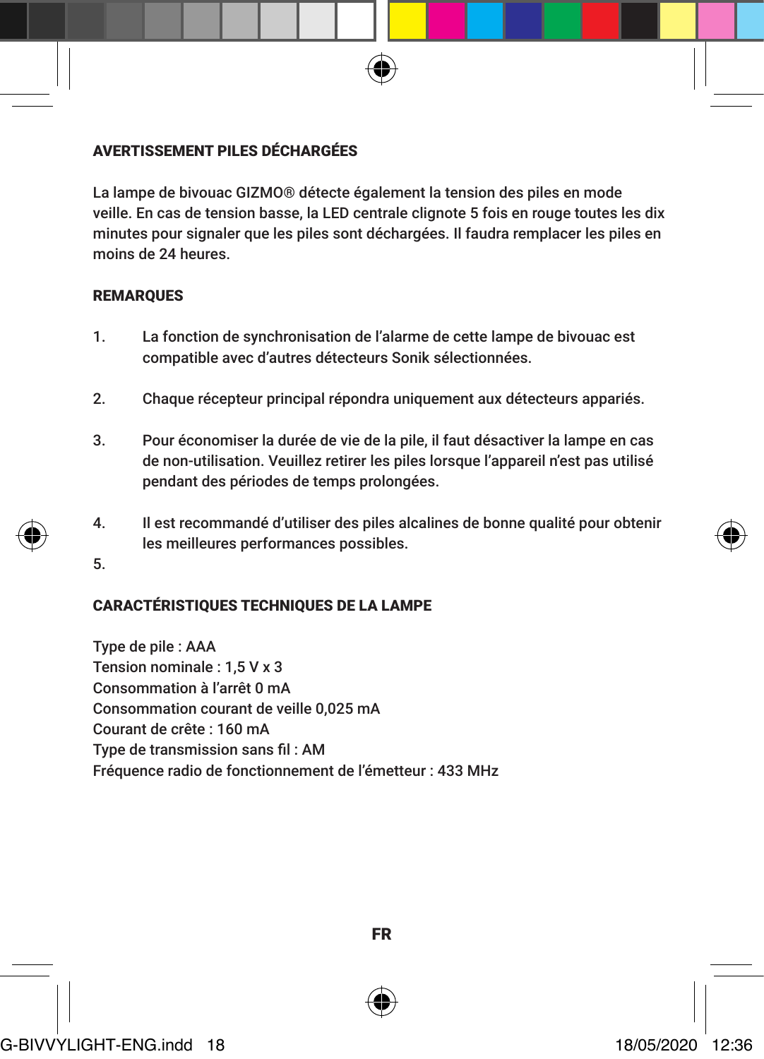## AVERTISSEMENT PILES DÉCHARGÉES

La lampe de bivouac GIZMO® détecte également la tension des piles en mode veille. En cas de tension basse, la LED centrale clignote 5 fois en rouge toutes les dix minutes pour signaler que les piles sont déchargées. Il faudra remplacer les piles en moins de 24 heures.

## REMARQUES

1. La fonction de synchronisation de l'alarme de cette lampe de bivouac est compatible avec d'autres détecteurs Sonik sélectionnées.

2. Chaque récepteur principal répondra uniquement aux détecteurs appariés.

3. Pour économiser la durée de vie de la pile, il faut désactiver la lampe en cas de non-utilisation. Veuillez retirer les piles lorsque l'appareil n'est pas utilisé pendant des périodes de temps prolongées.

4. Il est recommandé d'utiliser des piles alcalines de bonne qualité pour obtenir les meilleures performances possibles.

5.

## CARACTÉRISTIQUES TECHNIQUES DE LA LAMPE

Type de pile : AAA
Tension nominale : 1,5 V x 3
Consommation à l'arrêt 0 mA
Consommation courant de veille 0,025 mA
Courant de crête : 160 mA
Type de transmission sans fil : AM
Fréquence radio de fonctionnement de l'émetteur : 433 MHz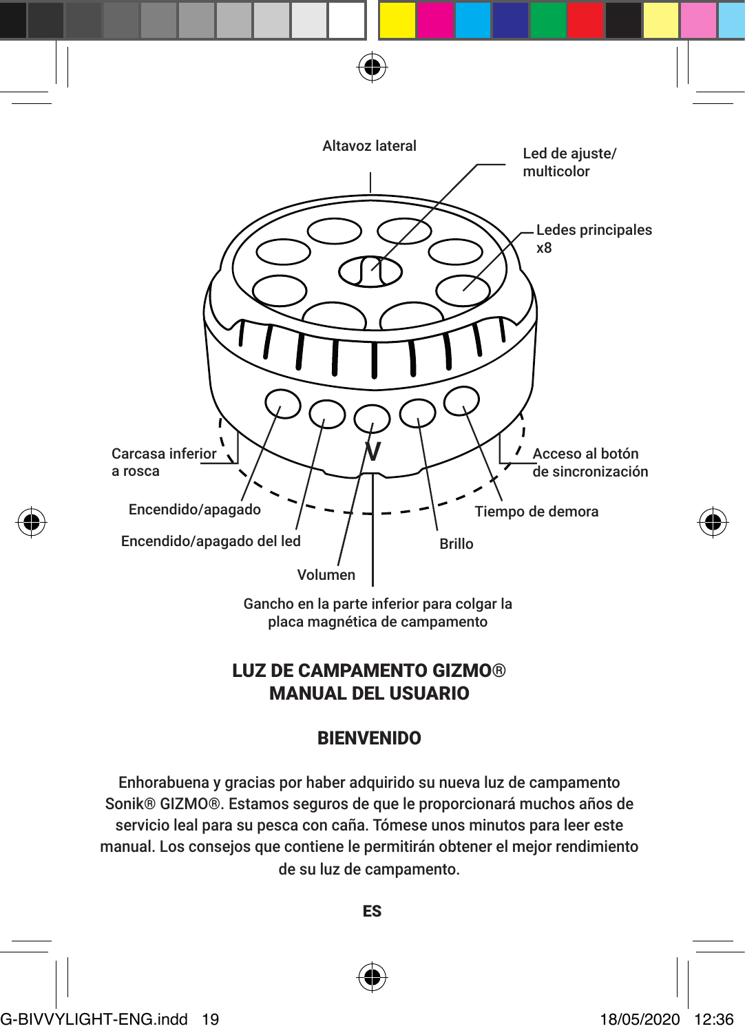Altavoz lateral

Led de ajuste/ multicolor

Ledes principales x8

Carcasa inferior a rosca

Acceso al botón de sincronización

Encendido/apagado

Tiempo de demora

Encendido/apagado del led

Brillo

Volumen

Gancho en la parte inferior para colgar la placa magnética de campamento

# LUZ DE CAMPAMENTO GIZMO® MANUAL DEL USUARIO

## BIENVENIDO

Enhorabuena y gracias por haber adquirido su nueva luz de campamento Sonik® GIZMO®. Estamos seguros de que le proporcionará muchos años de servicio leal para su pesca con caña. Tómese unos minutos para leer este manual. Los consejos que contiene le permitirán obtener el mejor rendimiento de su luz de campamento.

**ES**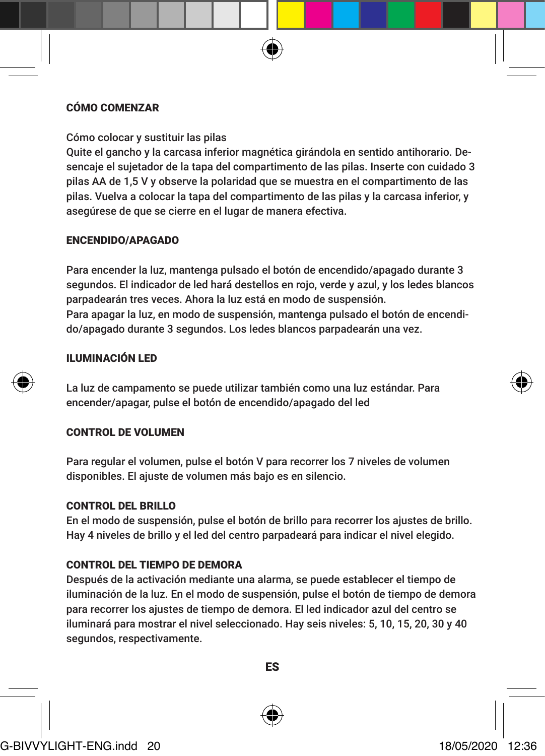## CÓMO COMENZAR

Cómo colocar y sustituir las pilas
Quite el gancho y la carcasa inferior magnética girándola en sentido antihorario. Desencaje el sujetador de la tapa del compartimento de las pilas. Inserte con cuidado 3 pilas AA de 1,5 V y observe la polaridad que se muestra en el compartimento de las pilas. Vuelva a colocar la tapa del compartimento de las pilas y la carcasa inferior, y asegúrese de que se cierre en el lugar de manera efectiva.

## ENCENDIDO/APAGADO

Para encender la luz, mantenga pulsado el botón de encendido/apagado durante 3 segundos. El indicador de led hará destellos en rojo, verde y azul, y los ledes blancos parpadearán tres veces. Ahora la luz está en modo de suspensión.
Para apagar la luz, en modo de suspensión, mantenga pulsado el botón de encendido/apagado durante 3 segundos. Los ledes blancos parpadearán una vez.

## ILUMINACIÓN LED

La luz de campamento se puede utilizar también como una luz estándar. Para encender/apagar, pulse el botón de encendido/apagado del led

## CONTROL DE VOLUMEN

Para regular el volumen, pulse el botón V para recorrer los 7 niveles de volumen disponibles. El ajuste de volumen más bajo es en silencio.

## CONTROL DEL BRILLO

En el modo de suspensión, pulse el botón de brillo para recorrer los ajustes de brillo. Hay 4 niveles de brillo y el led del centro parpadeará para indicar el nivel elegido.

## CONTROL DEL TIEMPO DE DEMORA

Después de la activación mediante una alarma, se puede establecer el tiempo de iluminación de la luz. En el modo de suspensión, pulse el botón de tiempo de demora para recorrer los ajustes de tiempo de demora. El led indicador azul del centro se iluminará para mostrar el nivel seleccionado. Hay seis niveles: 5, 10, 15, 20, 30 y 40 segundos, respectivamente.

ES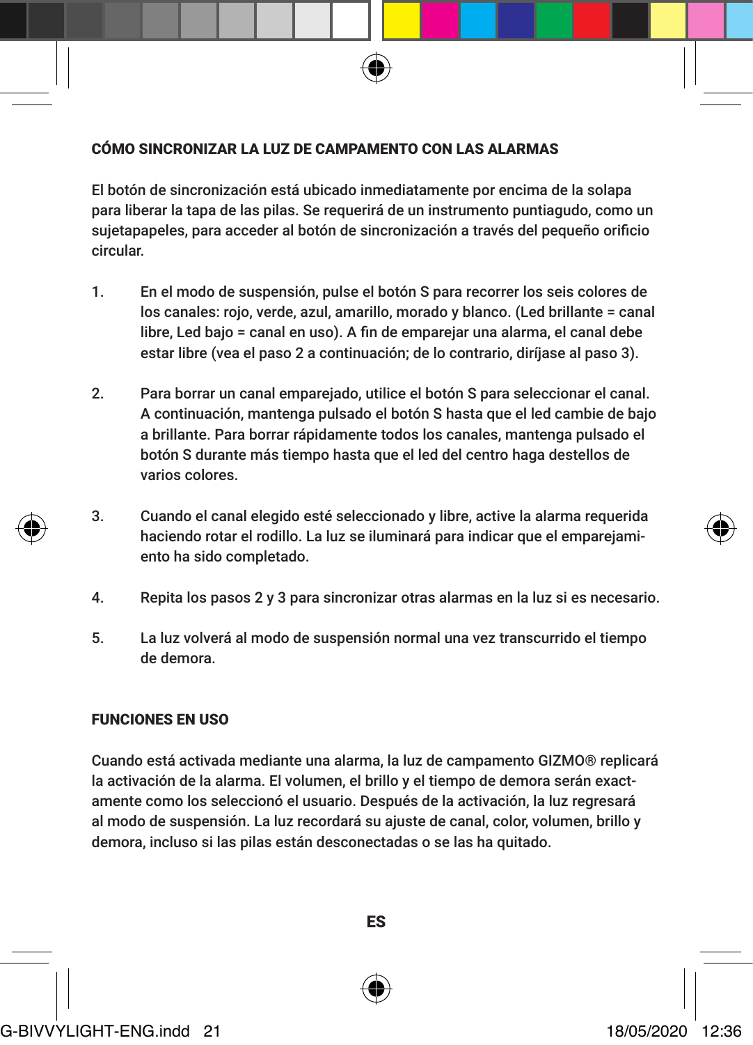## CÓMO SINCRONIZAR LA LUZ DE CAMPAMENTO CON LAS ALARMAS

El botón de sincronización está ubicado inmediatamente por encima de la solapa para liberar la tapa de las pilas. Se requerirá de un instrumento puntiagudo, como un sujetapapeles, para acceder al botón de sincronización a través del pequeño orificio circular.

1. En el modo de suspensión, pulse el botón S para recorrer los seis colores de los canales: rojo, verde, azul, amarillo, morado y blanco. (Led brillante = canal libre, Led bajo = canal en uso). A fin de emparejar una alarma, el canal debe estar libre (vea el paso 2 a continuación; de lo contrario, diríjase al paso 3).

2. Para borrar un canal emparejado, utilice el botón S para seleccionar el canal. A continuación, mantenga pulsado el botón S hasta que el led cambie de bajo a brillante. Para borrar rápidamente todos los canales, mantenga pulsado el botón S durante más tiempo hasta que el led del centro haga destellos de varios colores.

3. Cuando el canal elegido esté seleccionado y libre, active la alarma requerida haciendo rotar el rodillo. La luz se iluminará para indicar que el emparejamiento ha sido completado.

4. Repita los pasos 2 y 3 para sincronizar otras alarmas en la luz si es necesario.

5. La luz volverá al modo de suspensión normal una vez transcurrido el tiempo de demora.

## FUNCIONES EN USO

Cuando está activada mediante una alarma, la luz de campamento GIZMO® replicará la activación de la alarma. El volumen, el brillo y el tiempo de demora serán exactamente como los seleccionó el usuario. Después de la activación, la luz regresará al modo de suspensión. La luz recordará su ajuste de canal, color, volumen, brillo y demora, incluso si las pilas están desconectadas o se las ha quitado.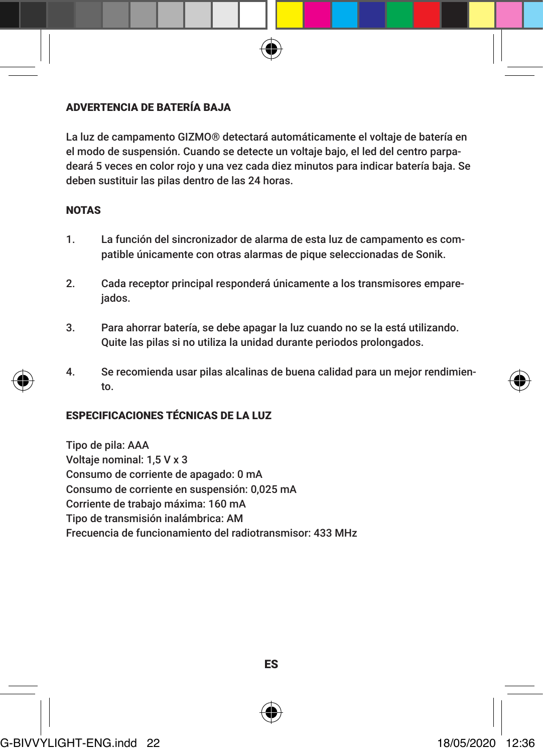## ADVERTENCIA DE BATERÍA BAJA

La luz de campamento GIZMO® detectará automáticamente el voltaje de batería en el modo de suspensión. Cuando se detecte un voltaje bajo, el led del centro parpadeará 5 veces en color rojo y una vez cada diez minutos para indicar batería baja. Se deben sustituir las pilas dentro de las 24 horas.

## NOTAS

1. La función del sincronizador de alarma de esta luz de campamento es compatible únicamente con otras alarmas de pique seleccionadas de Sonik.

2. Cada receptor principal responderá únicamente a los transmisores emparejados.

3. Para ahorrar batería, se debe apagar la luz cuando no se la está utilizando. Quite las pilas si no utiliza la unidad durante periodos prolongados.

4. Se recomienda usar pilas alcalinas de buena calidad para un mejor rendimiento.

## ESPECIFICACIONES TÉCNICAS DE LA LUZ

Tipo de pila: AAA
Voltaje nominal: 1,5 V x 3
Consumo de corriente de apagado: 0 mA
Consumo de corriente en suspensión: 0,025 mA
Corriente de trabajo máxima: 160 mA
Tipo de transmisión inalámbrica: AM
Frecuencia de funcionamiento del radiotransmisor: 433 MHz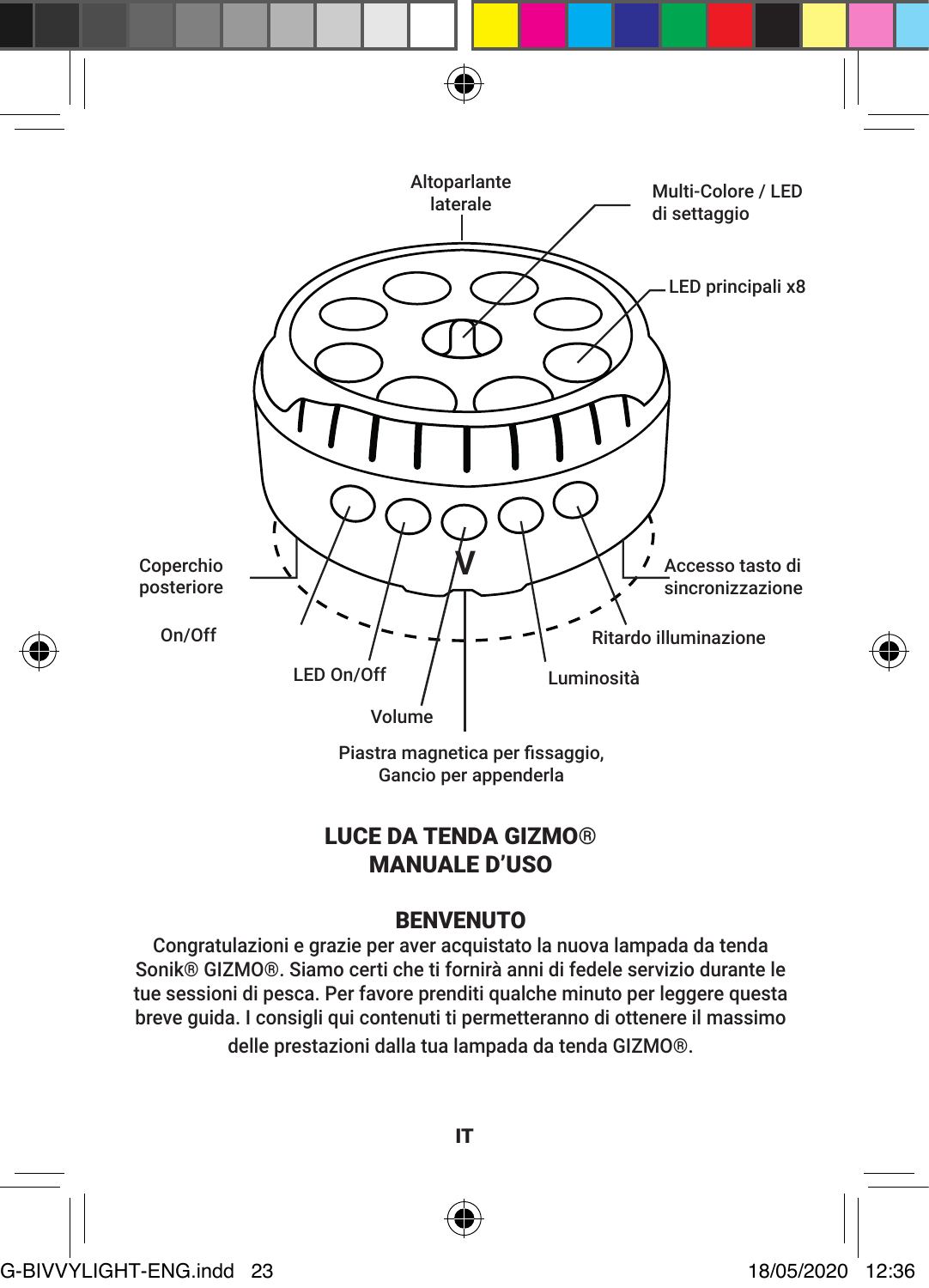Altoparlante laterale

Multi-Colore / LED di settaggio

LED principali x8

Coperchio posteriore

On/Off

Accesso tasto di sincronizzazione

Ritardo illuminazione

LED On/Off

Luminosità

Volume

Piastra magnetica per fissaggio, Gancio per appenderla

# LUCE DA TENDA GIZMO®
# MANUALE D'USO

## BENVENUTO

Congratulazioni e grazie per aver acquistato la nuova lampada da tenda Sonik® GIZMO®. Siamo certi che ti fornirà anni di fedele servizio durante le tue sessioni di pesca. Per favore prenditi qualche minuto per leggere questa breve guida. I consigli qui contenuti ti permetteranno di ottenere il massimo delle prestazioni dalla tua lampada da tenda GIZMO®.

IT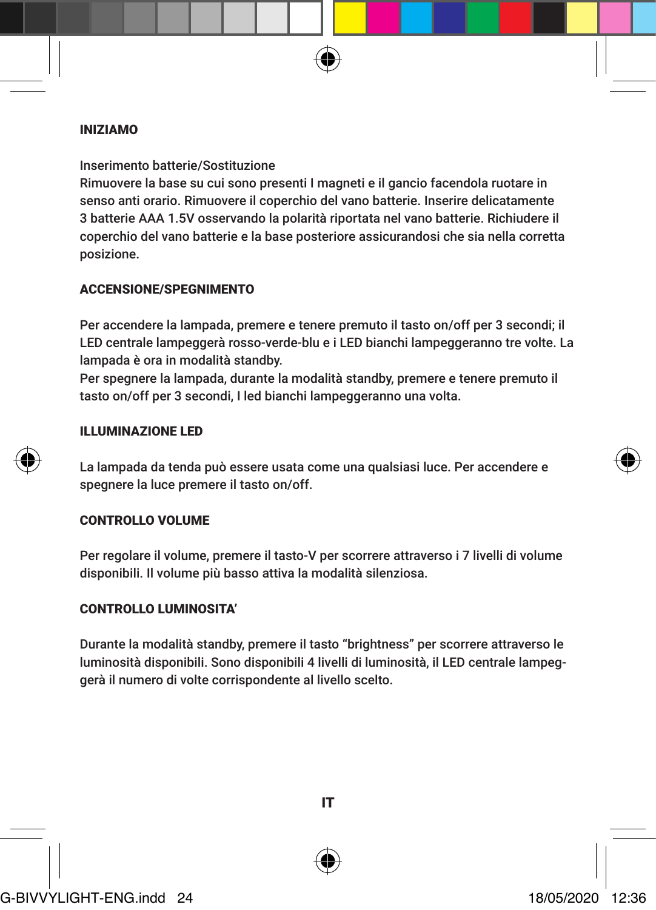## INIZIAMO

Inserimento batterie/Sostituzione
Rimuovere la base su cui sono presenti I magneti e il gancio facendola ruotare in senso anti orario. Rimuovere il coperchio del vano batterie. Inserire delicatamente 3 batterie AAA 1.5V osservando la polarità riportata nel vano batterie. Richiudere il coperchio del vano batterie e la base posteriore assicurandosi che sia nella corretta posizione.

## ACCENSIONE/SPEGNIMENTO

Per accendere la lampada, premere e tenere premuto il tasto on/off per 3 secondi; il LED centrale lampeggerà rosso-verde-blu e i LED bianchi lampeggeranno tre volte. La lampada è ora in modalità standby.
Per spegnere la lampada, durante la modalità standby, premere e tenere premuto il tasto on/off per 3 secondi, I led bianchi lampeggeranno una volta.

## ILLUMINAZIONE LED

La lampada da tenda può essere usata come una qualsiasi luce. Per accendere e spegnere la luce premere il tasto on/off.

## CONTROLLO VOLUME

Per regolare il volume, premere il tasto-V per scorrere attraverso i 7 livelli di volume disponibili. Il volume più basso attiva la modalità silenziosa.

## CONTROLLO LUMINOSITA'

Durante la modalità standby, premere il tasto "brightness" per scorrere attraverso le luminosità disponibili. Sono disponibili 4 livelli di luminosità, il LED centrale lampeggerà il numero di volte corrispondente al livello scelto.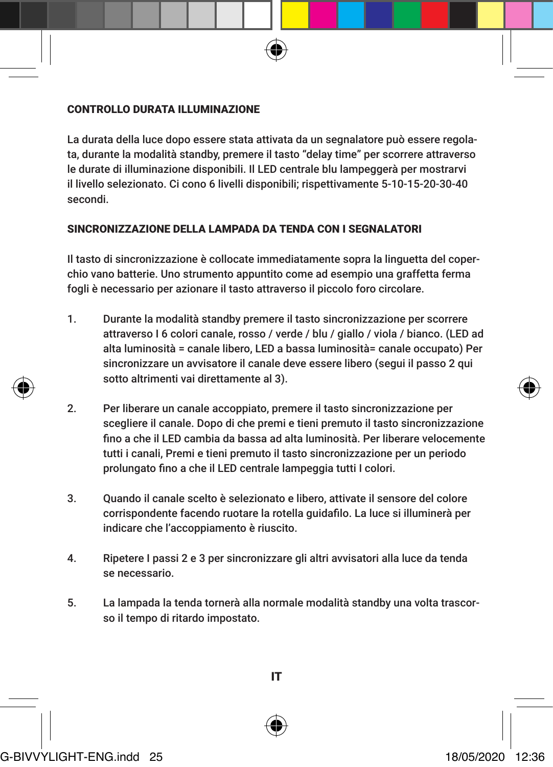## CONTROLLO DURATA ILLUMINAZIONE

La durata della luce dopo essere stata attivata da un segnalatore può essere regolata, durante la modalità standby, premere il tasto “delay time” per scorrere attraverso le durate di illuminazione disponibili. Il LED centrale blu lampeggerà per mostrarvi il livello selezionato. Ci cono 6 livelli disponibili; rispettivamente 5-10-15-20-30-40 secondi.

## SINCRONIZZAZIONE DELLA LAMPADA DA TENDA CON I SEGNALATORI

Il tasto di sincronizzazione è collocate immediatamente sopra la linguetta del coperchio vano batterie. Uno strumento appuntito come ad esempio una graffetta ferma fogli è necessario per azionare il tasto attraverso il piccolo foro circolare.

1. Durante la modalità standby premere il tasto sincronizzazione per scorrere attraverso I 6 colori canale, rosso / verde / blu / giallo / viola / bianco. (LED ad alta luminosità = canale libero, LED a bassa luminosità= canale occupato) Per sincronizzare un avvisatore il canale deve essere libero (segui il passo 2 qui sotto altrimenti vai direttamente al 3).

2. Per liberare un canale accoppiato, premere il tasto sincronizzazione per scegliere il canale. Dopo di che premi e tieni premuto il tasto sincronizzazione fino a che il LED cambia da bassa ad alta luminosità. Per liberare velocemente tutti i canali, Premi e tieni premuto il tasto sincronizzazione per un periodo prolungato fino a che il LED centrale lampeggia tutti I colori.

3. Quando il canale scelto è selezionato e libero, attivate il sensore del colore corrispondente facendo ruotare la rotella guidafilo. La luce si illuminerà per indicare che l’accoppiamento è riuscito.

4. Ripetere I passi 2 e 3 per sincronizzare gli altri avvisatori alla luce da tenda se necessario.

5. La lampada la tenda tornerà alla normale modalità standby una volta trascorso il tempo di ritardo impostato.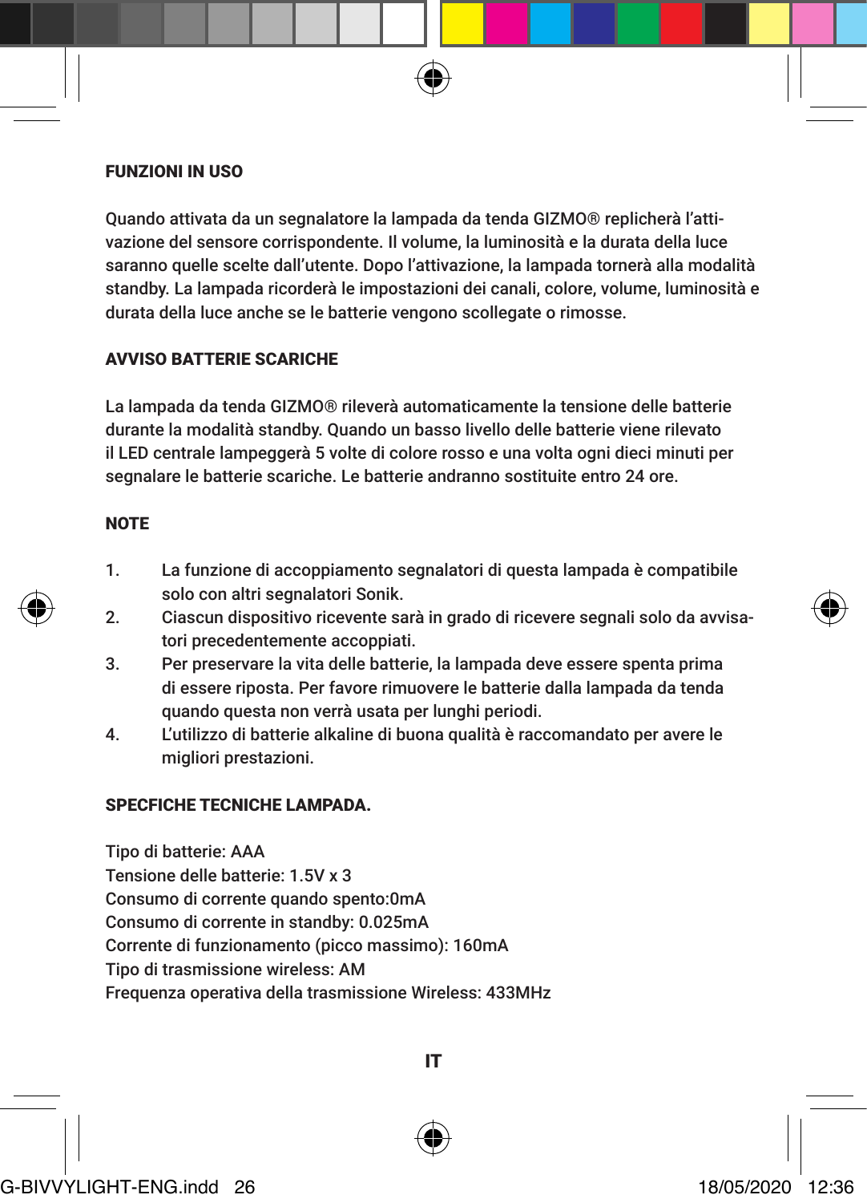## FUNZIONI IN USO

Quando attivata da un segnalatore la lampada da tenda GIZMO® replicherà l'attivazione del sensore corrispondente. Il volume, la luminosità e la durata della luce saranno quelle scelte dall'utente. Dopo l'attivazione, la lampada tornerà alla modalità standby. La lampada ricorderà le impostazioni dei canali, colore, volume, luminosità e durata della luce anche se le batterie vengono scollegate o rimosse.

## AVVISO BATTERIE SCARICHE

La lampada da tenda GIZMO® rileverà automaticamente la tensione delle batterie durante la modalità standby. Quando un basso livello delle batterie viene rilevato il LED centrale lampeggerà 5 volte di colore rosso e una volta ogni dieci minuti per segnalare le batterie scariche. Le batterie andranno sostituite entro 24 ore.

## NOTE

1. La funzione di accoppiamento segnalatori di questa lampada è compatibile solo con altri segnalatori Sonik.
2. Ciascun dispositivo ricevente sarà in grado di ricevere segnali solo da avvisatori precedentemente accoppiati.
3. Per preservare la vita delle batterie, la lampada deve essere spenta prima di essere riposta. Per favore rimuovere le batterie dalla lampada da tenda quando questa non verrà usata per lunghi periodi.
4. L'utilizzo di batterie alkaline di buona qualità è raccomandato per avere le migliori prestazioni.

## SPECFICHE TECNICHE LAMPADA.

Tipo di batterie: AAA
Tensione delle batterie: 1.5V x 3
Consumo di corrente quando spento:0mA
Consumo di corrente in standby: 0.025mA
Corrente di funzionamento (picco massimo): 160mA
Tipo di trasmissione wireless: AM
Frequenza operativa della trasmissione Wireless: 433MHz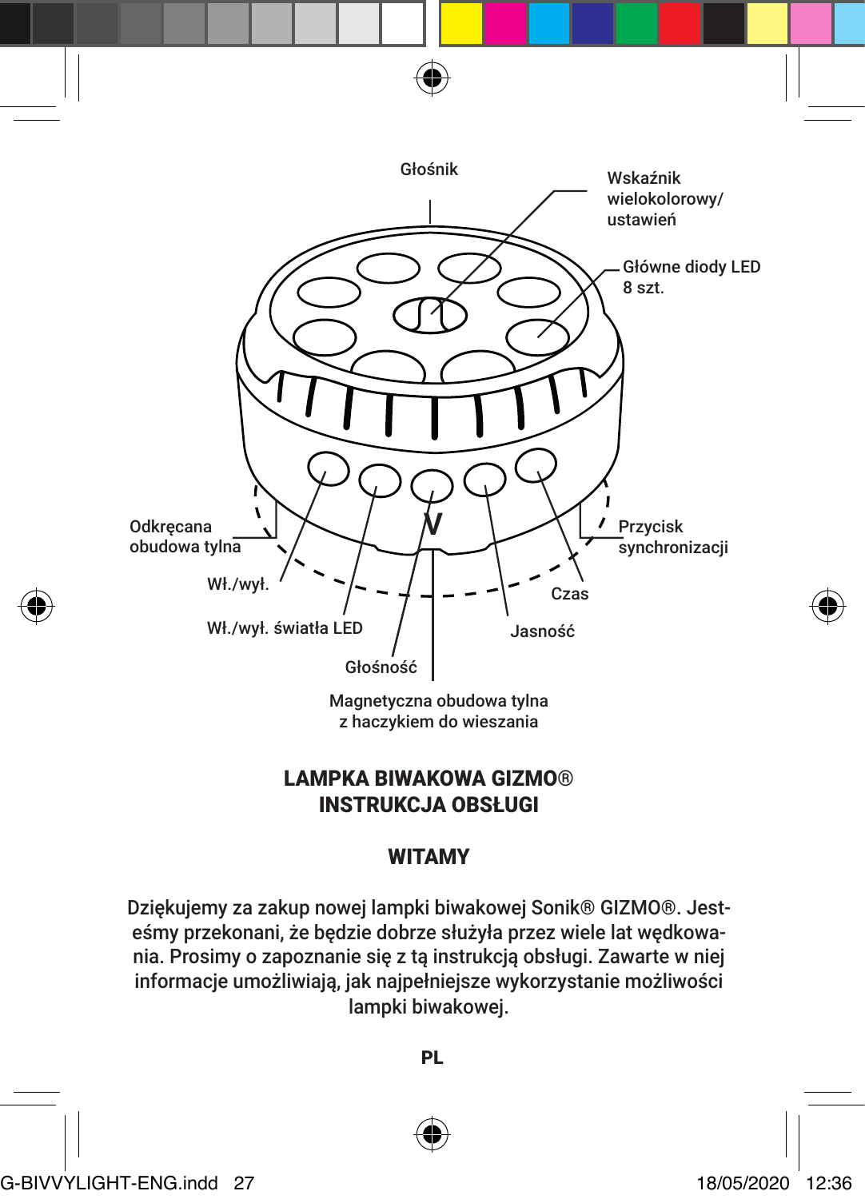Głośnik

Wskaźnik wielokolorowy/ ustawień

Główne diody LED 8 szt.

Odkręcana obudowa tylna

Przycisk synchronizacji

Wł./wył.

Czas

Wł./wył. światła LED

Jasność

Głośność

Magnetyczna obudowa tylna z haczykiem do wieszania

## LAMPKA BIWAKOWA GIZMO®
## INSTRUKCJA OBSŁUGI

### WITAMY

Dziękujemy za zakup nowej lampki biwakowej Sonik® GIZMO®. Jesteśmy przekonani, że będzie dobrze służyła przez wiele lat wędkowania. Prosimy o zapoznanie się z tą instrukcją obsługi. Zawarte w niej informacje umożliwiają, jak najpełniejsze wykorzystanie możliwości lampki biwakowej.

**PL**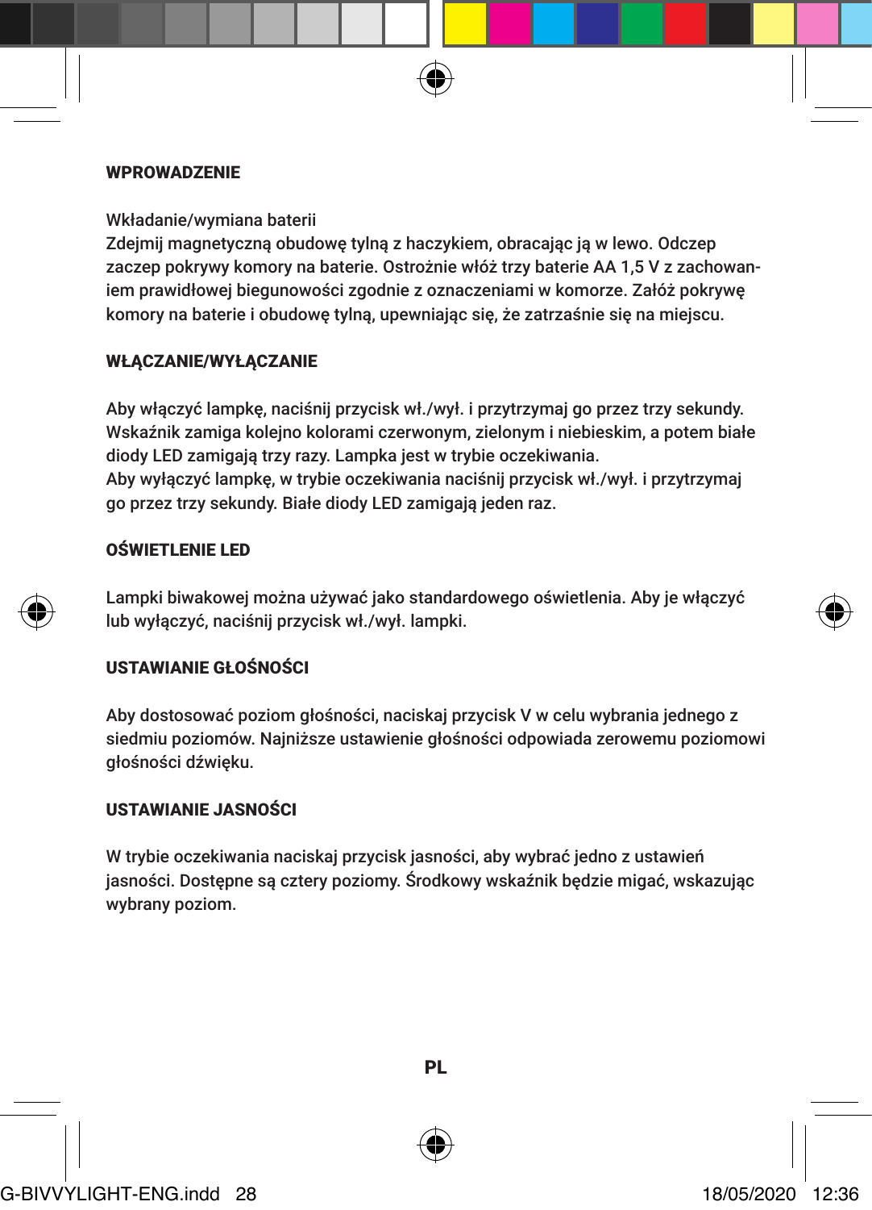## WPROWADZENIE

Wkładanie/wymiana baterii

Zdejmij magnetyczną obudowę tylną z haczykiem, obracając ją w lewo. Odczep zaczep pokrywy komory na baterie. Ostrożnie włóż trzy baterie AA 1,5 V z zachowaniem prawidłowej biegunowości zgodnie z oznaczeniami w komorze. Załóż pokrywę komory na baterie i obudowę tylną, upewniając się, że zatrzaśnie się na miejscu.

## WŁĄCZANIE/WYŁĄCZANIE

Aby włączyć lampkę, naciśnij przycisk wł./wył. i przytrzymaj go przez trzy sekundy. Wskaźnik zamiga kolejno kolorami czerwonym, zielonym i niebieskim, a potem białe diody LED zamigają trzy razy. Lampka jest w trybie oczekiwania.
Aby wyłączyć lampkę, w trybie oczekiwania naciśnij przycisk wł./wył. i przytrzymaj go przez trzy sekundy. Białe diody LED zamigają jeden raz.

## OŚWIETLENIE LED

Lampki biwakowej można używać jako standardowego oświetlenia. Aby je włączyć lub wyłączyć, naciśnij przycisk wł./wył. lampki.

## USTAWIANIE GŁOŚNOŚCI

Aby dostosować poziom głośności, naciskaj przycisk V w celu wybrania jednego z siedmiu poziomów. Najniższe ustawienie głośności odpowiada zerowemu poziomowi głośności dźwięku.

## USTAWIANIE JASNOŚCI

W trybie oczekiwania naciskaj przycisk jasności, aby wybrać jedno z ustawień jasności. Dostępne są cztery poziomy. Środkowy wskaźnik będzie migać, wskazując wybrany poziom.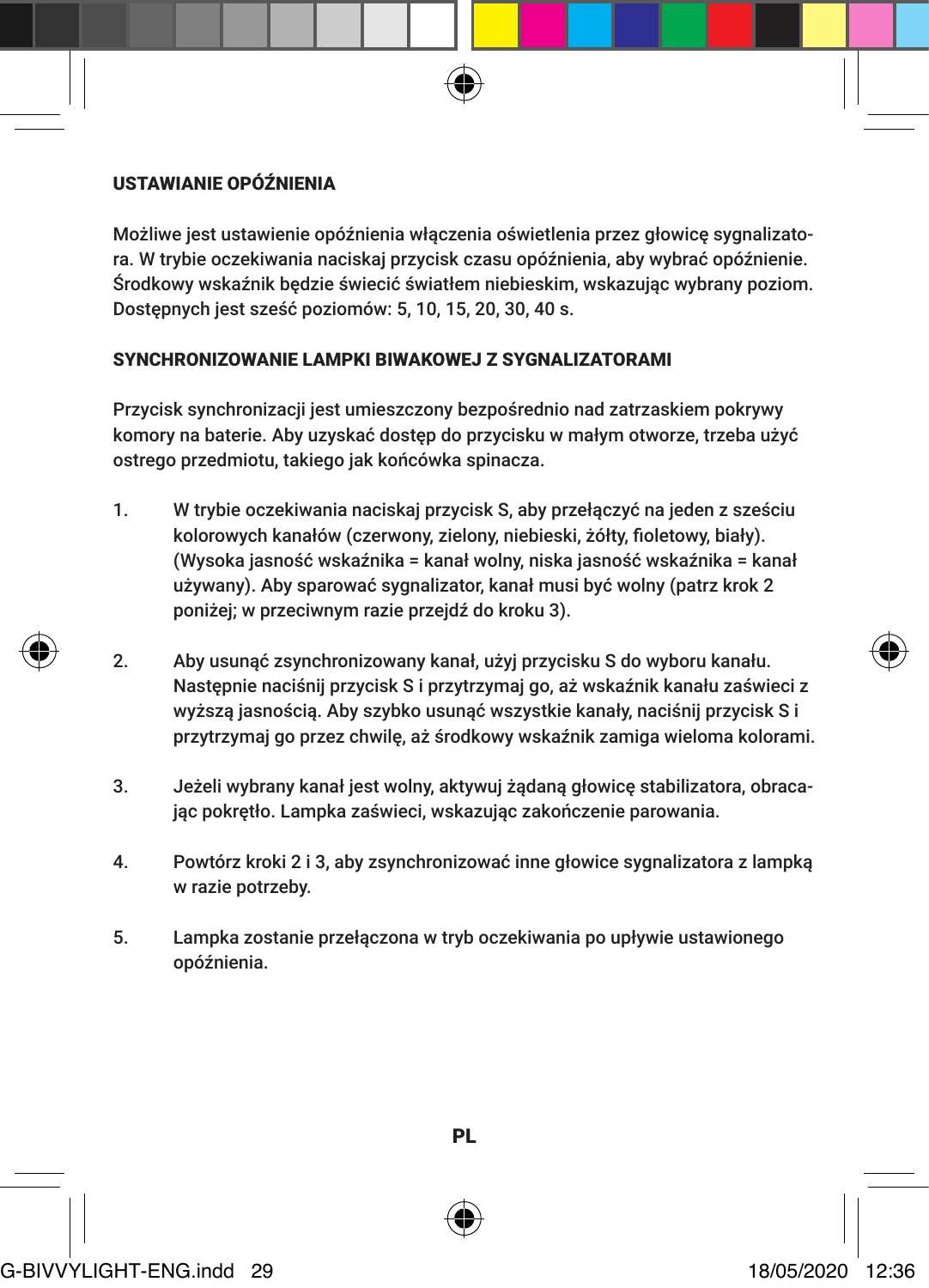## USTAWIANIE OPÓŹNIENIA

Możliwe jest ustawienie opóźnienia włączenia oświetlenia przez głowicę sygnalizatora. W trybie oczekiwania naciskaj przycisk czasu opóźnienia, aby wybrać opóźnienie. Środkowy wskaźnik będzie świecić światłem niebieskim, wskazując wybrany poziom. Dostępnych jest sześć poziomów: 5, 10, 15, 20, 30, 40 s.

## SYNCHRONIZOWANIE LAMPKI BIWAKOWEJ Z SYGNALIZATORAMI

Przycisk synchronizacji jest umieszczony bezpośrednio nad zatrzaskiem pokrywy komory na baterie. Aby uzyskać dostęp do przycisku w małym otworze, trzeba użyć ostrego przedmiotu, takiego jak końcówka spinacza.

1. W trybie oczekiwania naciskaj przycisk S, aby przełączyć na jeden z sześciu kolorowych kanałów (czerwony, zielony, niebieski, żółty, fioletowy, biały). (Wysoka jasność wskaźnika = kanał wolny, niska jasność wskaźnika = kanał używany). Aby sparować sygnalizator, kanał musi być wolny (patrz krok 2 poniżej; w przeciwnym razie przejdź do kroku 3).

2. Aby usunąć zsynchronizowany kanał, użyj przycisku S do wyboru kanału. Następnie naciśnij przycisk S i przytrzymaj go, aż wskaźnik kanału zaświeci z wyższą jasnością. Aby szybko usunąć wszystkie kanały, naciśnij przycisk S i przytrzymaj go przez chwilę, aż środkowy wskaźnik zamiga wieloma kolorami.

3. Jeżeli wybrany kanał jest wolny, aktywuj żądaną głowicę stabilizatora, obracając pokrętło. Lampka zaświeci, wskazując zakończenie parowania.

4. Powtórz kroki 2 i 3, aby zsynchronizować inne głowice sygnalizatora z lampką w razie potrzeby.

5. Lampka zostanie przełączona w tryb oczekiwania po upływie ustawionego opóźnienia.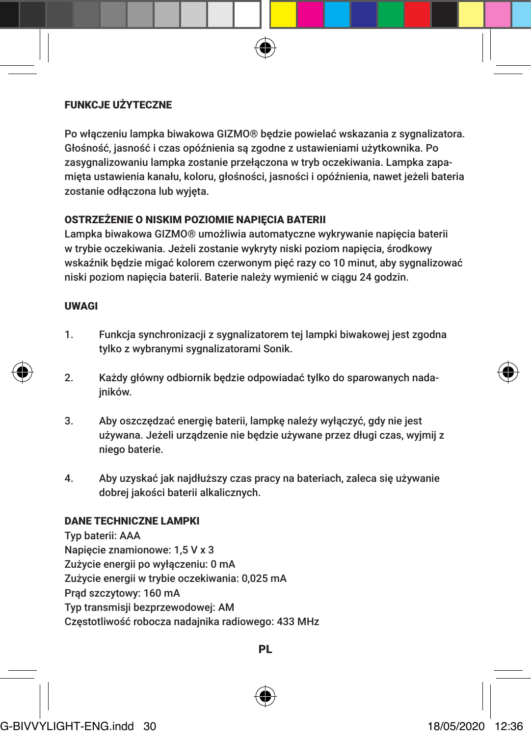## FUNKCJE UŻYTECZNE

Po włączeniu lampka biwakowa GIZMO® będzie powielać wskazania z sygnalizatora. Głośność, jasność i czas opóźnienia są zgodne z ustawieniami użytkownika. Po zasygnalizowaniu lampka zostanie przełączona w tryb oczekiwania. Lampka zapamięta ustawienia kanału, koloru, głośności, jasności i opóźnienia, nawet jeżeli bateria zostanie odłączona lub wyjęta.

## OSTRZEŻENIE O NISKIM POZIOMIE NAPIĘCIA BATERII

Lampka biwakowa GIZMO® umożliwia automatyczne wykrywanie napięcia baterii w trybie oczekiwania. Jeżeli zostanie wykryty niski poziom napięcia, środkowy wskaźnik będzie migać kolorem czerwonym pięć razy co 10 minut, aby sygnalizować niski poziom napięcia baterii. Baterie należy wymienić w ciągu 24 godzin.

## UWAGI

1. Funkcja synchronizacji z sygnalizatorem tej lampki biwakowej jest zgodna tylko z wybranymi sygnalizatorami Sonik.

2. Każdy główny odbiornik będzie odpowiadać tylko do sparowanych nadajników.

3. Aby oszczędzać energię baterii, lampkę należy wyłączyć, gdy nie jest używana. Jeżeli urządzenie nie będzie używane przez długi czas, wyjmij z niego baterie.

4. Aby uzyskać jak najdłuższy czas pracy na bateriach, zaleca się używanie dobrej jakości baterii alkalicznych.

## DANE TECHNICZNE LAMPKI

Typ baterii: AAA
Napięcie znamionowe: 1,5 V x 3
Zużycie energii po wyłączeniu: 0 mA
Zużycie energii w trybie oczekiwania: 0,025 mA
Prąd szczytowy: 160 mA
Typ transmisji bezprzewodowej: AM
Częstotliwość robocza nadajnika radiowego: 433 MHz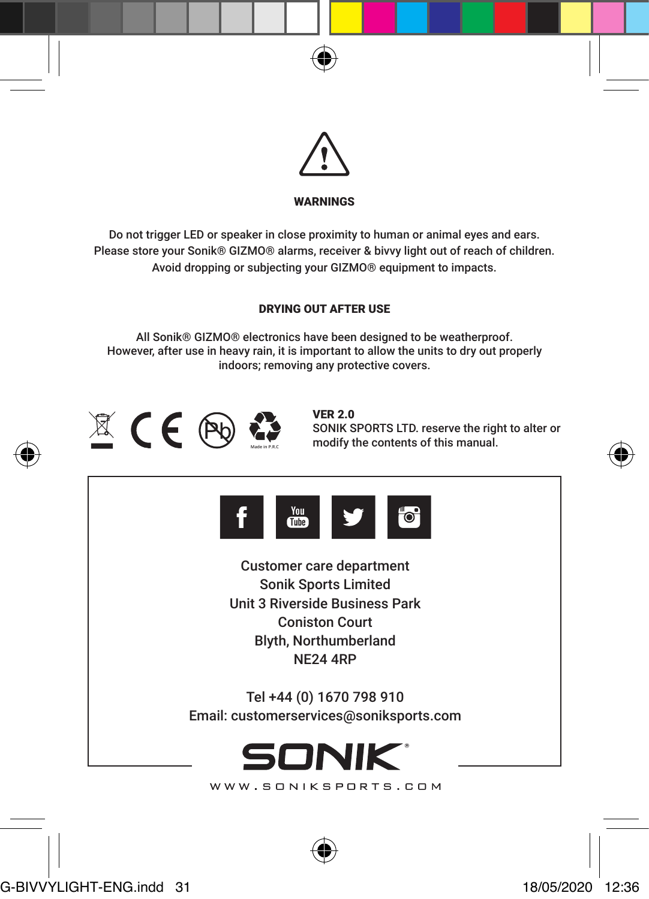## WARNINGS

Do not trigger LED or speaker in close proximity to human or animal eyes and ears.
Please store your Sonik® GIZMO® alarms, receiver & bivvy light out of reach of children.
Avoid dropping or subjecting your GIZMO® equipment to impacts.

## DRYING OUT AFTER USE

All Sonik® GIZMO® electronics have been designed to be weatherproof.
However, after use in heavy rain, it is important to allow the units to dry out properly indoors; removing any protective covers.

Made in P.R.C

**VER 2.0**
SONIK SPORTS LTD. reserve the right to alter or modify the contents of this manual.

Customer care department
Sonik Sports Limited
Unit 3 Riverside Business Park
Coniston Court
Blyth, Northumberland
NE24 4RP

Tel +44 (0) 1670 798 910
Email: customerservices@soniksports.com

SONIK®

WWW.SONIKSPORTS.COM